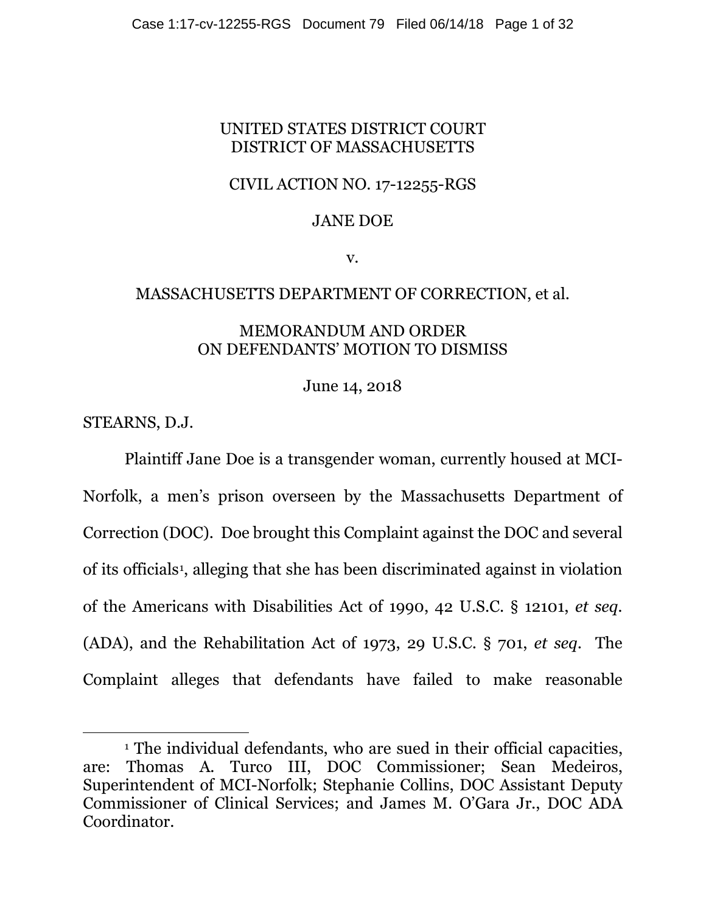UNITED STATES DISTRICT COURT
DISTRICT OF MASSACHUSETTS

CIVIL ACTION NO. 17-12255-RGS

JANE DOE

v.

MASSACHUSETTS DEPARTMENT OF CORRECTION, et al.

MEMORANDUM AND ORDER
ON DEFENDANTS' MOTION TO DISMISS

June 14, 2018

STEARNS, D.J.

Plaintiff Jane Doe is a transgender woman, currently housed at MCI-Norfolk, a men's prison overseen by the Massachusetts Department of Correction (DOC). Doe brought this Complaint against the DOC and several of its officials[1], alleging that she has been discriminated against in violation of the Americans with Disabilities Act of 1990, 42 U.S.C. § 12101, *et seq.* (ADA), and the Rehabilitation Act of 1973, 29 U.S.C. § 701, *et seq.* The Complaint alleges that defendants have failed to make reasonable

---

[1] The individual defendants, who are sued in their official capacities, are: Thomas A. Turco III, DOC Commissioner; Sean Medeiros, Superintendent of MCI-Norfolk; Stephanie Collins, DOC Assistant Deputy Commissioner of Clinical Services; and James M. O'Gara Jr., DOC ADA Coordinator.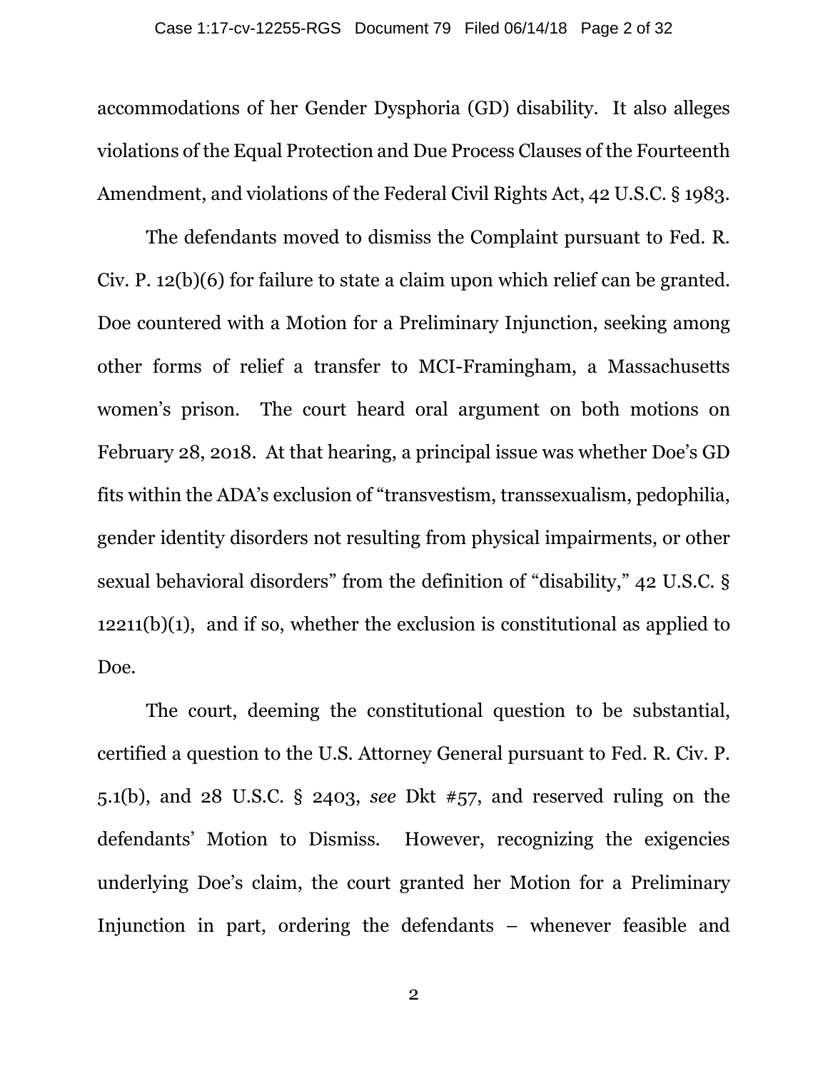accommodations of her Gender Dysphoria (GD) disability. It also alleges violations of the Equal Protection and Due Process Clauses of the Fourteenth Amendment, and violations of the Federal Civil Rights Act, 42 U.S.C. § 1983.

The defendants moved to dismiss the Complaint pursuant to Fed. R. Civ. P. 12(b)(6) for failure to state a claim upon which relief can be granted. Doe countered with a Motion for a Preliminary Injunction, seeking among other forms of relief a transfer to MCI-Framingham, a Massachusetts women's prison. The court heard oral argument on both motions on February 28, 2018. At that hearing, a principal issue was whether Doe's GD fits within the ADA's exclusion of "transvestism, transsexualism, pedophilia, gender identity disorders not resulting from physical impairments, or other sexual behavioral disorders" from the definition of "disability," 42 U.S.C. § 12211(b)(1), and if so, whether the exclusion is constitutional as applied to Doe.

The court, deeming the constitutional question to be substantial, certified a question to the U.S. Attorney General pursuant to Fed. R. Civ. P. 5.1(b), and 28 U.S.C. § 2403, *see* Dkt #57, and reserved ruling on the defendants' Motion to Dismiss. However, recognizing the exigencies underlying Doe's claim, the court granted her Motion for a Preliminary Injunction in part, ordering the defendants – whenever feasible and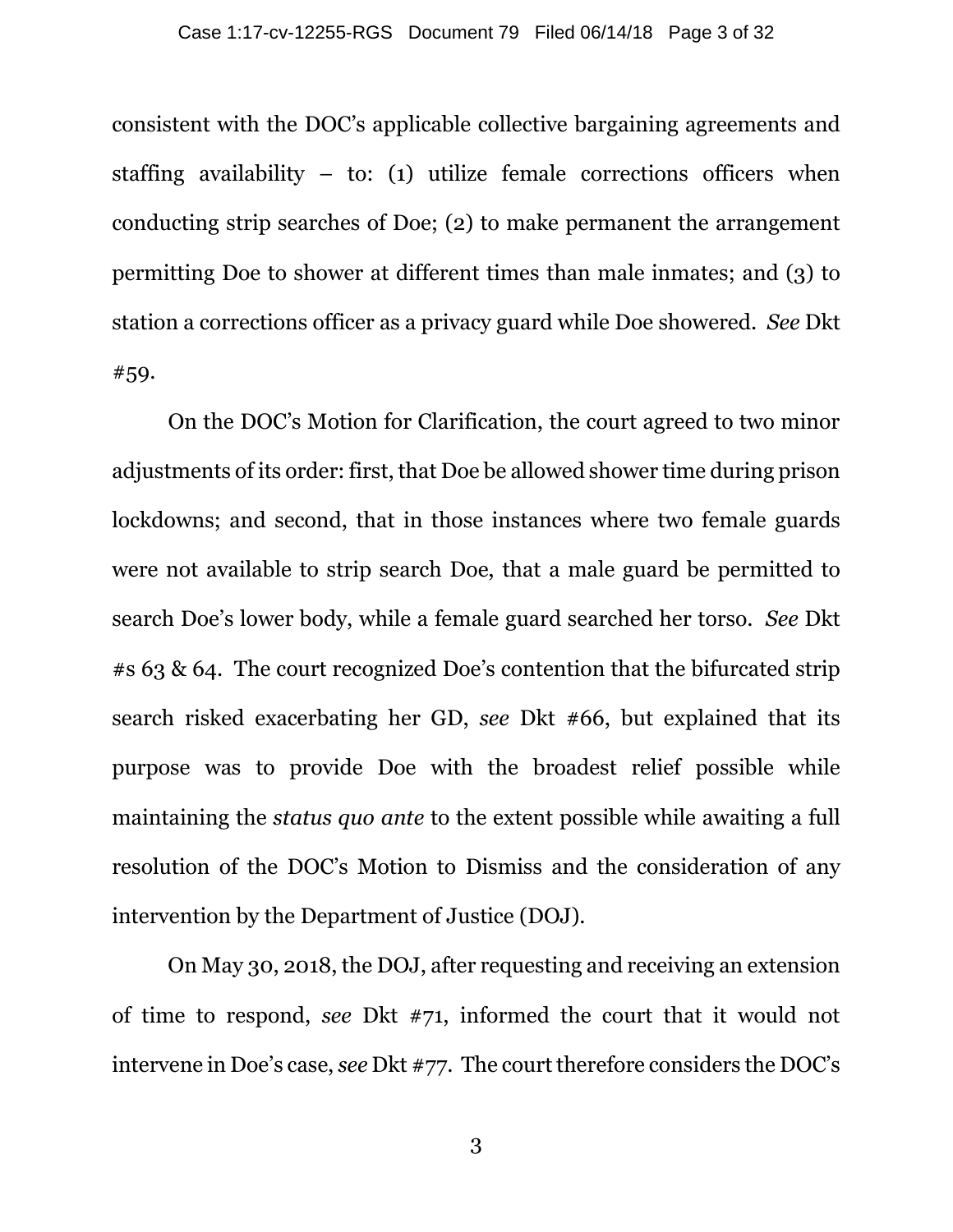consistent with the DOC's applicable collective bargaining agreements and staffing availability – to: (1) utilize female corrections officers when conducting strip searches of Doe; (2) to make permanent the arrangement permitting Doe to shower at different times than male inmates; and (3) to station a corrections officer as a privacy guard while Doe showered. *See* Dkt #59.

On the DOC's Motion for Clarification, the court agreed to two minor adjustments of its order: first, that Doe be allowed shower time during prison lockdowns; and second, that in those instances where two female guards were not available to strip search Doe, that a male guard be permitted to search Doe's lower body, while a female guard searched her torso. *See* Dkt #s 63 & 64. The court recognized Doe's contention that the bifurcated strip search risked exacerbating her GD, *see* Dkt #66, but explained that its purpose was to provide Doe with the broadest relief possible while maintaining the *status quo ante* to the extent possible while awaiting a full resolution of the DOC's Motion to Dismiss and the consideration of any intervention by the Department of Justice (DOJ).

On May 30, 2018, the DOJ, after requesting and receiving an extension of time to respond, *see* Dkt #71, informed the court that it would not intervene in Doe's case, *see* Dkt #77. The court therefore considers the DOC's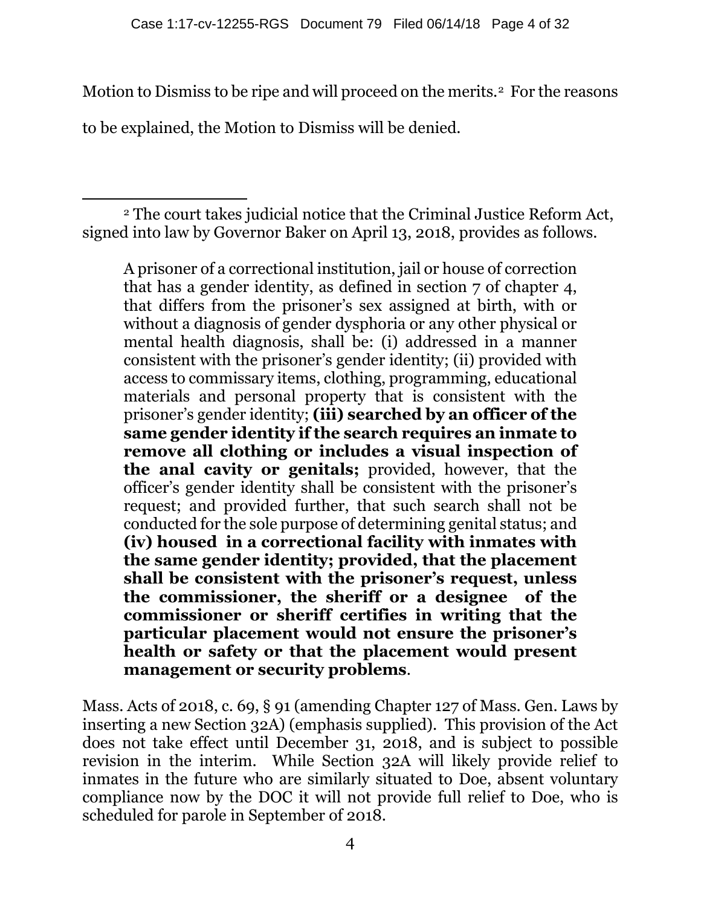Motion to Dismiss to be ripe and will proceed on the merits.[2] For the reasons to be explained, the Motion to Dismiss will be denied.

---

[2] The court takes judicial notice that the Criminal Justice Reform Act, signed into law by Governor Baker on April 13, 2018, provides as follows.

> A prisoner of a correctional institution, jail or house of correction that has a gender identity, as defined in section 7 of chapter 4, that differs from the prisoner's sex assigned at birth, with or without a diagnosis of gender dysphoria or any other physical or mental health diagnosis, shall be: (i) addressed in a manner consistent with the prisoner's gender identity; (ii) provided with access to commissary items, clothing, programming, educational materials and personal property that is consistent with the prisoner's gender identity; **(iii) searched by an officer of the same gender identity if the search requires an inmate to remove all clothing or includes a visual inspection of the anal cavity or genitals;** provided, however, that the officer's gender identity shall be consistent with the prisoner's request; and provided further, that such search shall not be conducted for the sole purpose of determining genital status; and **(iv) housed in a correctional facility with inmates with the same gender identity; provided, that the placement shall be consistent with the prisoner's request, unless the commissioner, the sheriff or a designee of the commissioner or sheriff certifies in writing that the particular placement would not ensure the prisoner's health or safety or that the placement would present management or security problems**.

Mass. Acts of 2018, c. 69, § 91 (amending Chapter 127 of Mass. Gen. Laws by inserting a new Section 32A) (emphasis supplied). This provision of the Act does not take effect until December 31, 2018, and is subject to possible revision in the interim. While Section 32A will likely provide relief to inmates in the future who are similarly situated to Doe, absent voluntary compliance now by the DOC it will not provide full relief to Doe, who is scheduled for parole in September of 2018.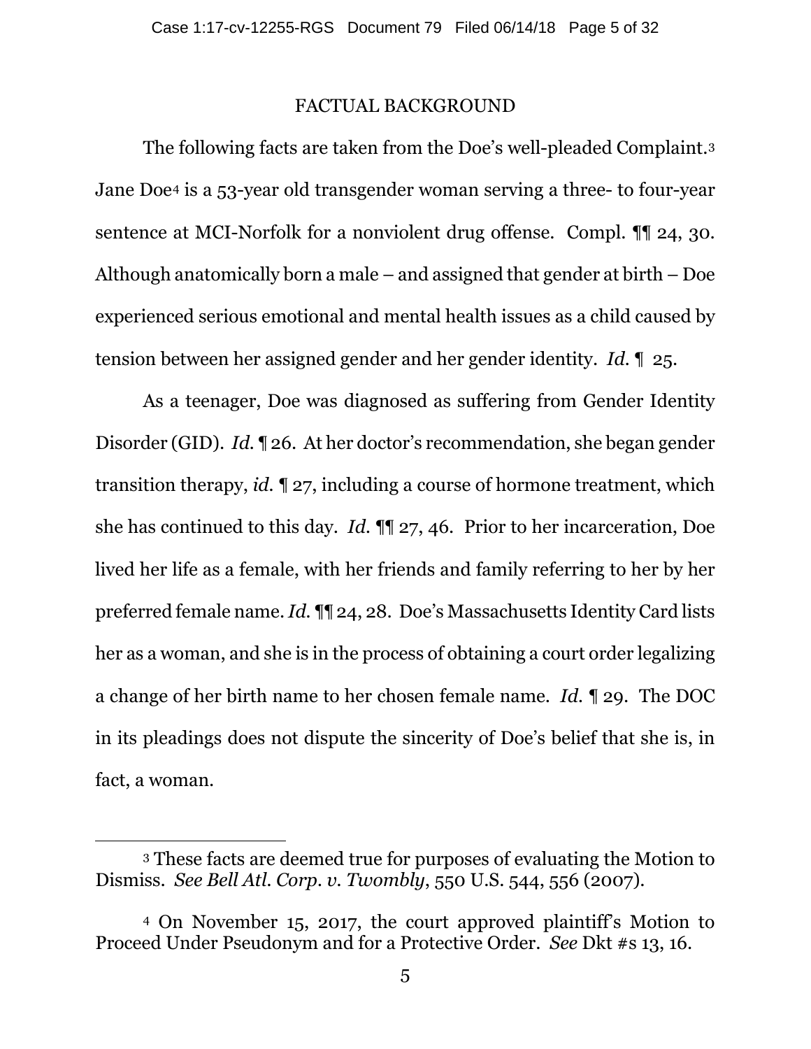## FACTUAL BACKGROUND

The following facts are taken from the Doe's well-pleaded Complaint.[3] Jane Doe[4] is a 53-year old transgender woman serving a three- to four-year sentence at MCI-Norfolk for a nonviolent drug offense. Compl. ¶¶ 24, 30. Although anatomically born a male – and assigned that gender at birth – Doe experienced serious emotional and mental health issues as a child caused by tension between her assigned gender and her gender identity. *Id.* ¶ 25.

As a teenager, Doe was diagnosed as suffering from Gender Identity Disorder (GID). *Id.* ¶ 26. At her doctor's recommendation, she began gender transition therapy, *id.* ¶ 27, including a course of hormone treatment, which she has continued to this day. *Id.* ¶¶ 27, 46. Prior to her incarceration, Doe lived her life as a female, with her friends and family referring to her by her preferred female name. *Id.* ¶¶ 24, 28. Doe's Massachusetts Identity Card lists her as a woman, and she is in the process of obtaining a court order legalizing a change of her birth name to her chosen female name. *Id.* ¶ 29. The DOC in its pleadings does not dispute the sincerity of Doe's belief that she is, in fact, a woman.

---

[3] These facts are deemed true for purposes of evaluating the Motion to Dismiss. *See Bell Atl. Corp. v. Twombly*, 550 U.S. 544, 556 (2007).

[4] On November 15, 2017, the court approved plaintiff's Motion to Proceed Under Pseudonym and for a Protective Order. *See* Dkt #s 13, 16.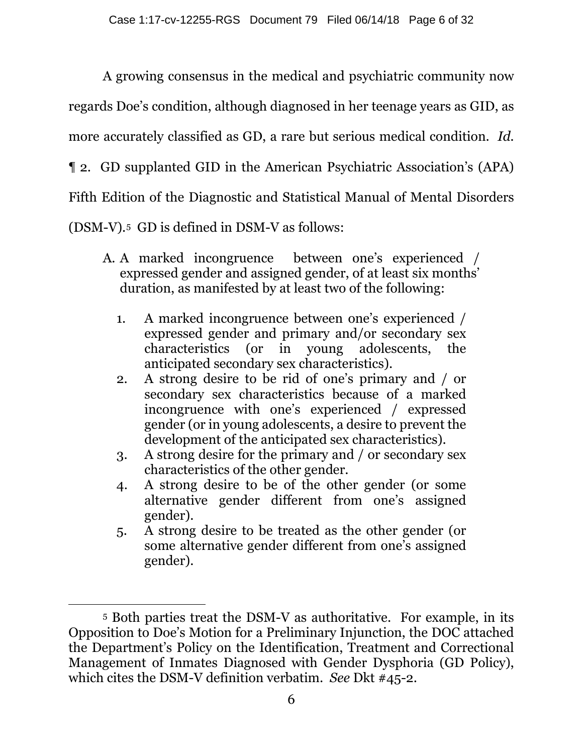A growing consensus in the medical and psychiatric community now regards Doe's condition, although diagnosed in her teenage years as GID, as more accurately classified as GD, a rare but serious medical condition. *Id.* ¶ 2. GD supplanted GID in the American Psychiatric Association's (APA) Fifth Edition of the Diagnostic and Statistical Manual of Mental Disorders (DSM-V).[5] GD is defined in DSM-V as follows:

> A. A marked incongruence between one's experienced / expressed gender and assigned gender, of at least six months' duration, as manifested by at least two of the following:
>
> 1. A marked incongruence between one's experienced / expressed gender and primary and/or secondary sex characteristics (or in young adolescents, the anticipated secondary sex characteristics).
> 2. A strong desire to be rid of one's primary and / or secondary sex characteristics because of a marked incongruence with one's experienced / expressed gender (or in young adolescents, a desire to prevent the development of the anticipated sex characteristics).
> 3. A strong desire for the primary and / or secondary sex characteristics of the other gender.
> 4. A strong desire to be of the other gender (or some alternative gender different from one's assigned gender).
> 5. A strong desire to be treated as the other gender (or some alternative gender different from one's assigned gender).

---

[5] Both parties treat the DSM-V as authoritative. For example, in its Opposition to Doe's Motion for a Preliminary Injunction, the DOC attached the Department's Policy on the Identification, Treatment and Correctional Management of Inmates Diagnosed with Gender Dysphoria (GD Policy), which cites the DSM-V definition verbatim. *See* Dkt #45-2.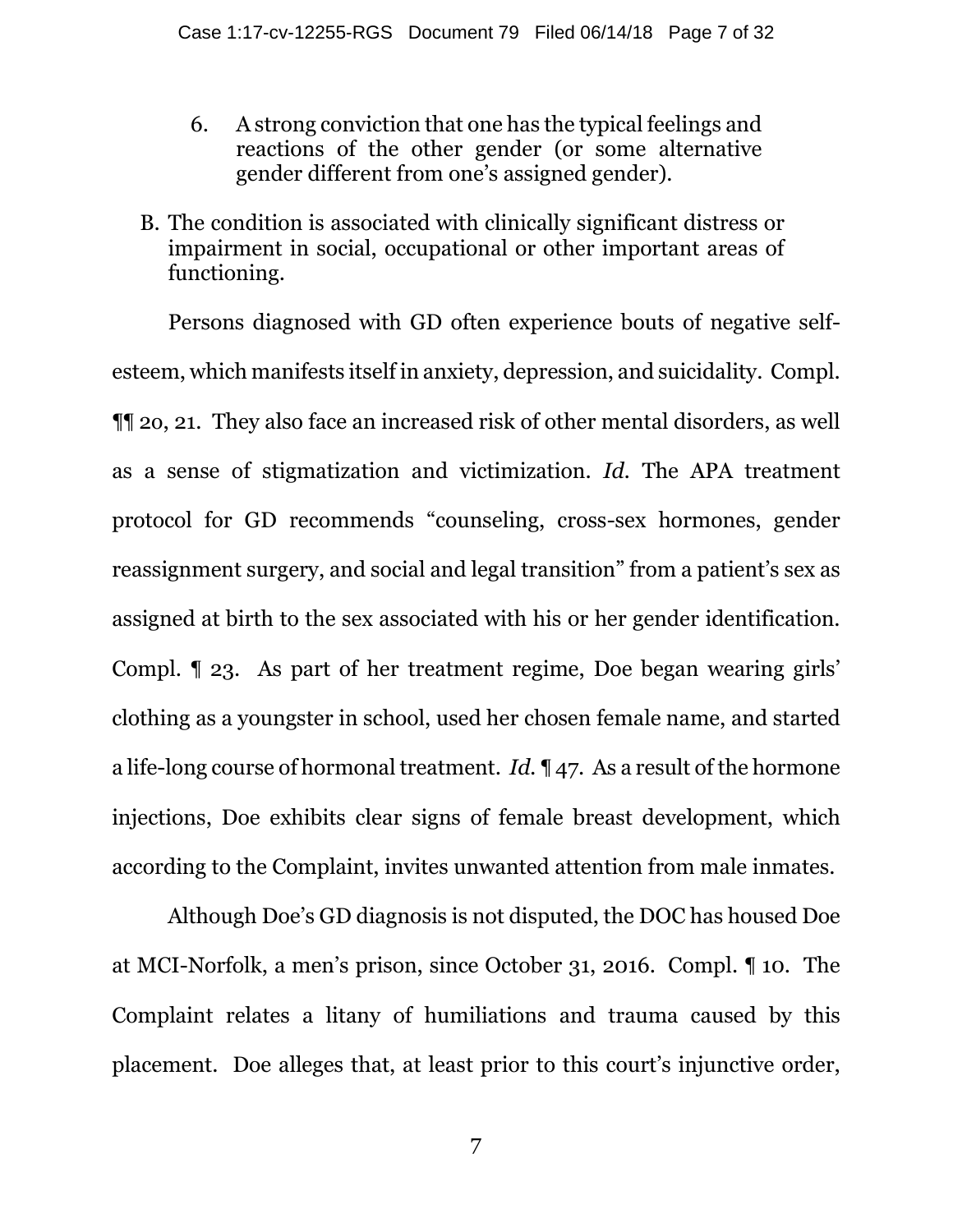6. A strong conviction that one has the typical feelings and reactions of the other gender (or some alternative gender different from one's assigned gender).

B. The condition is associated with clinically significant distress or impairment in social, occupational or other important areas of functioning.

Persons diagnosed with GD often experience bouts of negative self-esteem, which manifests itself in anxiety, depression, and suicidality. Compl. ¶¶ 20, 21. They also face an increased risk of other mental disorders, as well as a sense of stigmatization and victimization. *Id.* The APA treatment protocol for GD recommends "counseling, cross-sex hormones, gender reassignment surgery, and social and legal transition" from a patient's sex as assigned at birth to the sex associated with his or her gender identification. Compl. ¶ 23. As part of her treatment regime, Doe began wearing girls' clothing as a youngster in school, used her chosen female name, and started a life-long course of hormonal treatment. *Id.* ¶ 47. As a result of the hormone injections, Doe exhibits clear signs of female breast development, which according to the Complaint, invites unwanted attention from male inmates.

Although Doe's GD diagnosis is not disputed, the DOC has housed Doe at MCI-Norfolk, a men's prison, since October 31, 2016. Compl. ¶ 10. The Complaint relates a litany of humiliations and trauma caused by this placement. Doe alleges that, at least prior to this court's injunctive order,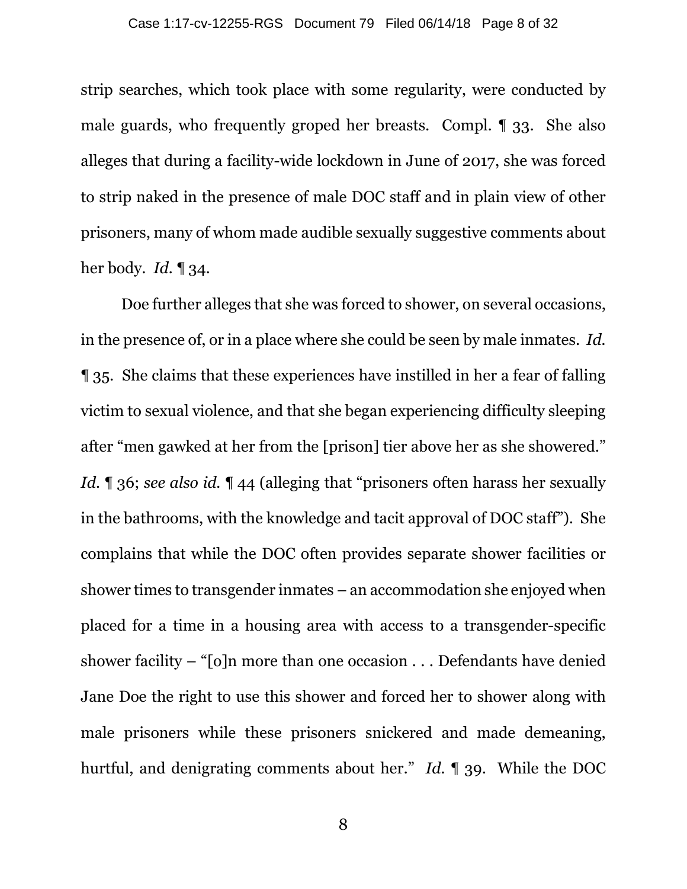strip searches, which took place with some regularity, were conducted by male guards, who frequently groped her breasts. Compl. ¶ 33. She also alleges that during a facility-wide lockdown in June of 2017, she was forced to strip naked in the presence of male DOC staff and in plain view of other prisoners, many of whom made audible sexually suggestive comments about her body. *Id.* ¶ 34.

Doe further alleges that she was forced to shower, on several occasions, in the presence of, or in a place where she could be seen by male inmates. *Id.* ¶ 35. She claims that these experiences have instilled in her a fear of falling victim to sexual violence, and that she began experiencing difficulty sleeping after "men gawked at her from the [prison] tier above her as she showered." *Id.* ¶ 36; *see also id.* ¶ 44 (alleging that "prisoners often harass her sexually in the bathrooms, with the knowledge and tacit approval of DOC staff"). She complains that while the DOC often provides separate shower facilities or shower times to transgender inmates – an accommodation she enjoyed when placed for a time in a housing area with access to a transgender-specific shower facility – "[o]n more than one occasion . . . Defendants have denied Jane Doe the right to use this shower and forced her to shower along with male prisoners while these prisoners snickered and made demeaning, hurtful, and denigrating comments about her." *Id.* ¶ 39. While the DOC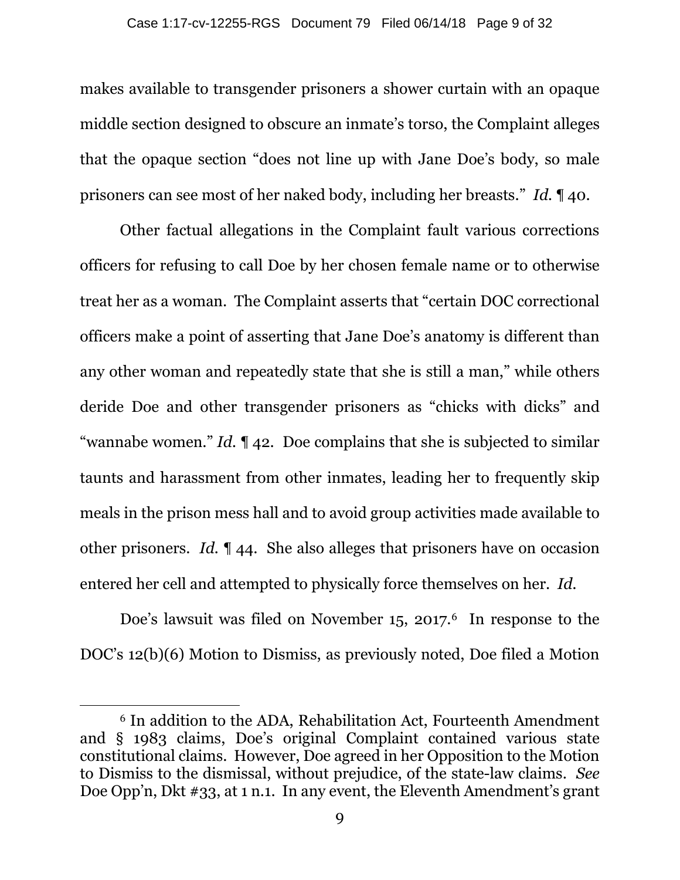makes available to transgender prisoners a shower curtain with an opaque middle section designed to obscure an inmate's torso, the Complaint alleges that the opaque section "does not line up with Jane Doe's body, so male prisoners can see most of her naked body, including her breasts." *Id.* ¶ 40.

Other factual allegations in the Complaint fault various corrections officers for refusing to call Doe by her chosen female name or to otherwise treat her as a woman. The Complaint asserts that "certain DOC correctional officers make a point of asserting that Jane Doe's anatomy is different than any other woman and repeatedly state that she is still a man," while others deride Doe and other transgender prisoners as "chicks with dicks" and "wannabe women." *Id.* ¶ 42. Doe complains that she is subjected to similar taunts and harassment from other inmates, leading her to frequently skip meals in the prison mess hall and to avoid group activities made available to other prisoners. *Id.* ¶ 44. She also alleges that prisoners have on occasion entered her cell and attempted to physically force themselves on her. *Id.*

Doe's lawsuit was filed on November 15, 2017.[6] In response to the DOC's 12(b)(6) Motion to Dismiss, as previously noted, Doe filed a Motion

---

[6] In addition to the ADA, Rehabilitation Act, Fourteenth Amendment and § 1983 claims, Doe's original Complaint contained various state constitutional claims. However, Doe agreed in her Opposition to the Motion to Dismiss to the dismissal, without prejudice, of the state-law claims. *See* Doe Opp'n, Dkt #33, at 1 n.1. In any event, the Eleventh Amendment's grant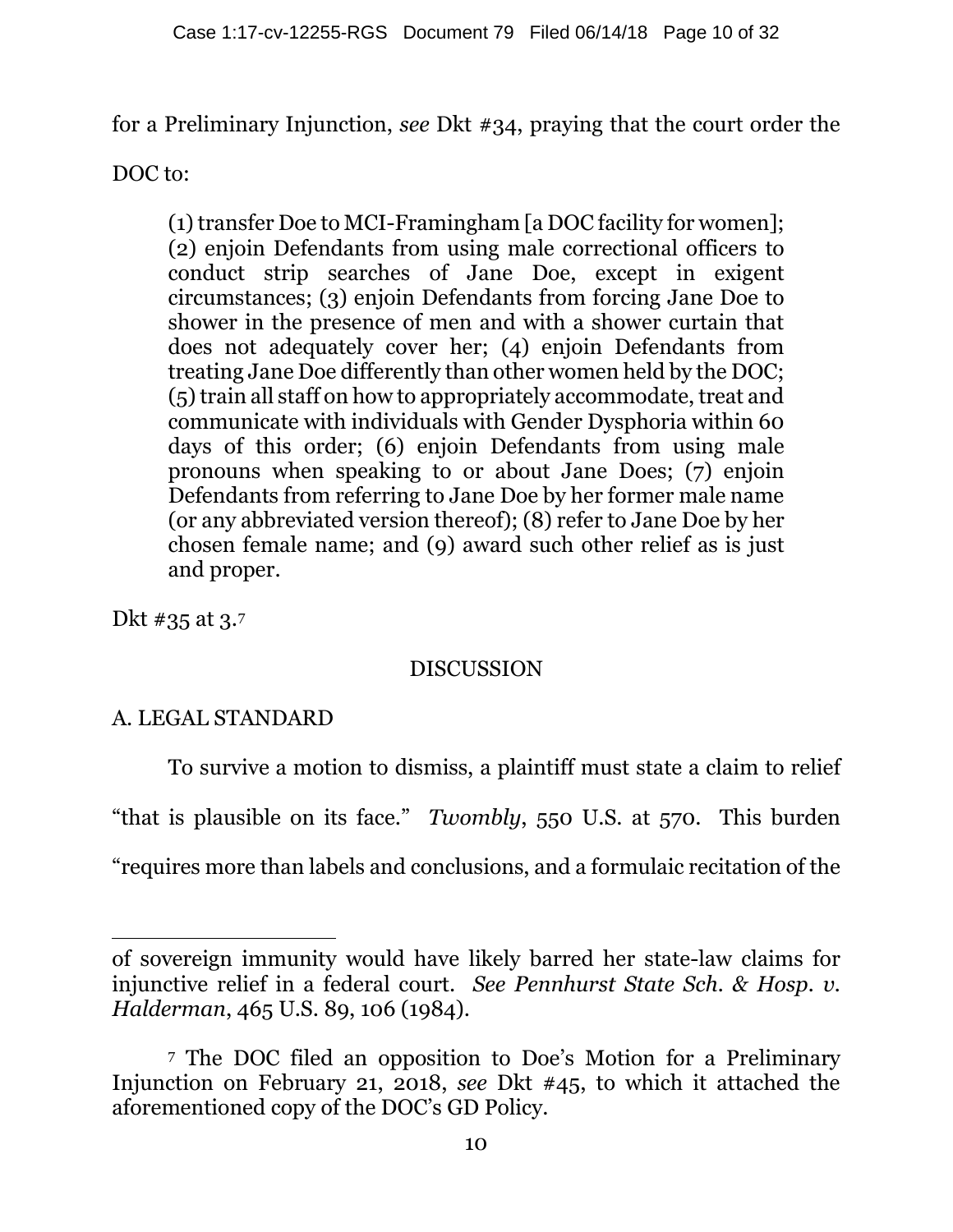for a Preliminary Injunction, *see* Dkt #34, praying that the court order the DOC to:

> (1) transfer Doe to MCI-Framingham [a DOC facility for women]; (2) enjoin Defendants from using male correctional officers to conduct strip searches of Jane Doe, except in exigent circumstances; (3) enjoin Defendants from forcing Jane Doe to shower in the presence of men and with a shower curtain that does not adequately cover her; (4) enjoin Defendants from treating Jane Doe differently than other women held by the DOC; (5) train all staff on how to appropriately accommodate, treat and communicate with individuals with Gender Dysphoria within 60 days of this order; (6) enjoin Defendants from using male pronouns when speaking to or about Jane Does; (7) enjoin Defendants from referring to Jane Doe by her former male name (or any abbreviated version thereof); (8) refer to Jane Doe by her chosen female name; and (9) award such other relief as is just and proper.

Dkt #35 at 3.[7]

## DISCUSSION

### A. LEGAL STANDARD

To survive a motion to dismiss, a plaintiff must state a claim to relief "that is plausible on its face." *Twombly*, 550 U.S. at 570. This burden "requires more than labels and conclusions, and a formulaic recitation of the

---

of sovereign immunity would have likely barred her state-law claims for injunctive relief in a federal court. *See Pennhurst State Sch. & Hosp. v. Halderman*, 465 U.S. 89, 106 (1984).

[7] The DOC filed an opposition to Doe's Motion for a Preliminary Injunction on February 21, 2018, *see* Dkt #45, to which it attached the aforementioned copy of the DOC's GD Policy.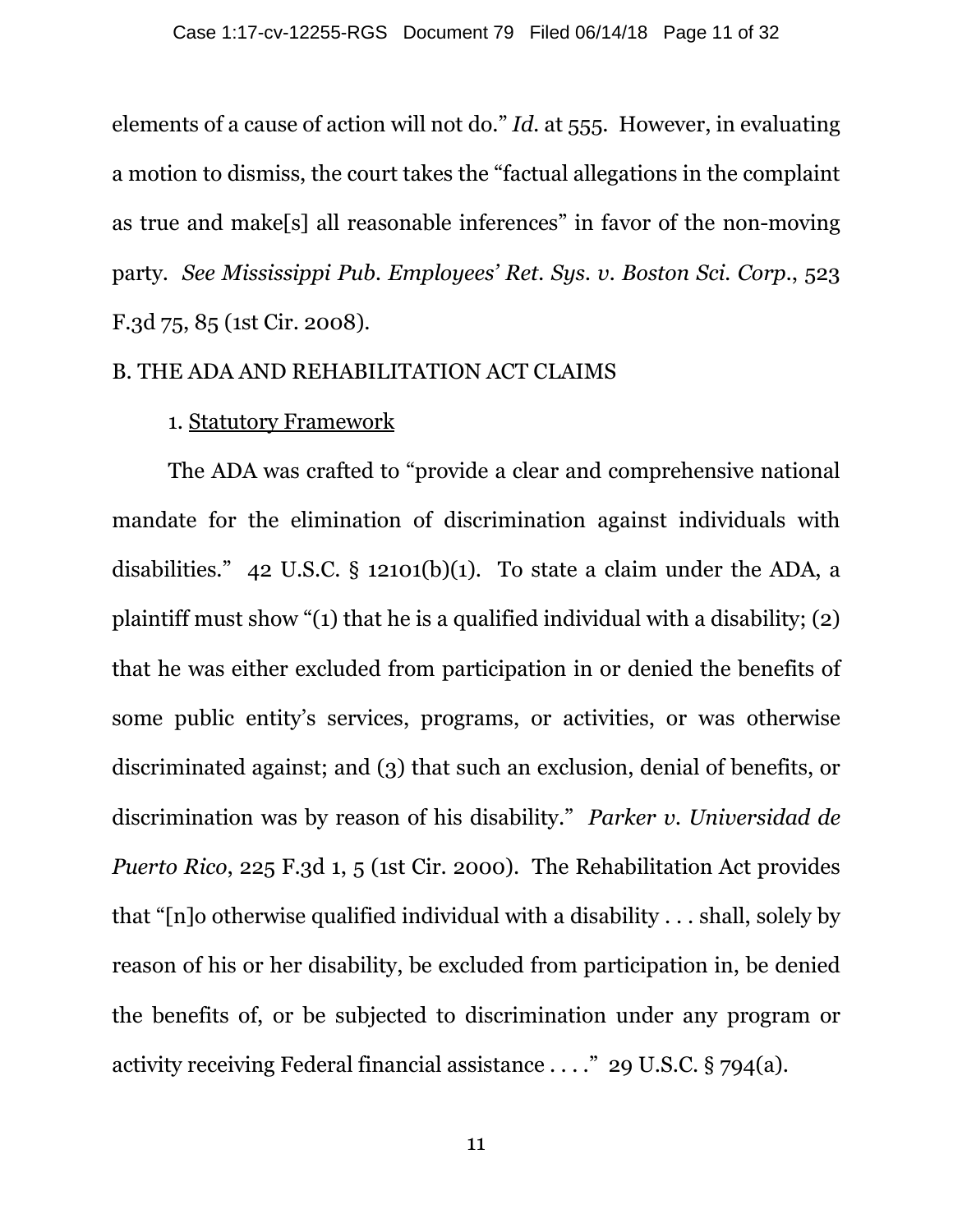elements of a cause of action will not do." *Id.* at 555. However, in evaluating a motion to dismiss, the court takes the "factual allegations in the complaint as true and make[s] all reasonable inferences" in favor of the non-moving party. *See Mississippi Pub. Employees' Ret. Sys. v. Boston Sci. Corp.*, 523 F.3d 75, 85 (1st Cir. 2008).

## B. THE ADA AND REHABILITATION ACT CLAIMS

### 1. Statutory Framework

The ADA was crafted to "provide a clear and comprehensive national mandate for the elimination of discrimination against individuals with disabilities." 42 U.S.C. § 12101(b)(1). To state a claim under the ADA, a plaintiff must show "(1) that he is a qualified individual with a disability; (2) that he was either excluded from participation in or denied the benefits of some public entity's services, programs, or activities, or was otherwise discriminated against; and (3) that such an exclusion, denial of benefits, or discrimination was by reason of his disability." *Parker v. Universidad de Puerto Rico*, 225 F.3d 1, 5 (1st Cir. 2000). The Rehabilitation Act provides that "[n]o otherwise qualified individual with a disability . . . shall, solely by reason of his or her disability, be excluded from participation in, be denied the benefits of, or be subjected to discrimination under any program or activity receiving Federal financial assistance . . . ." 29 U.S.C. § 794(a).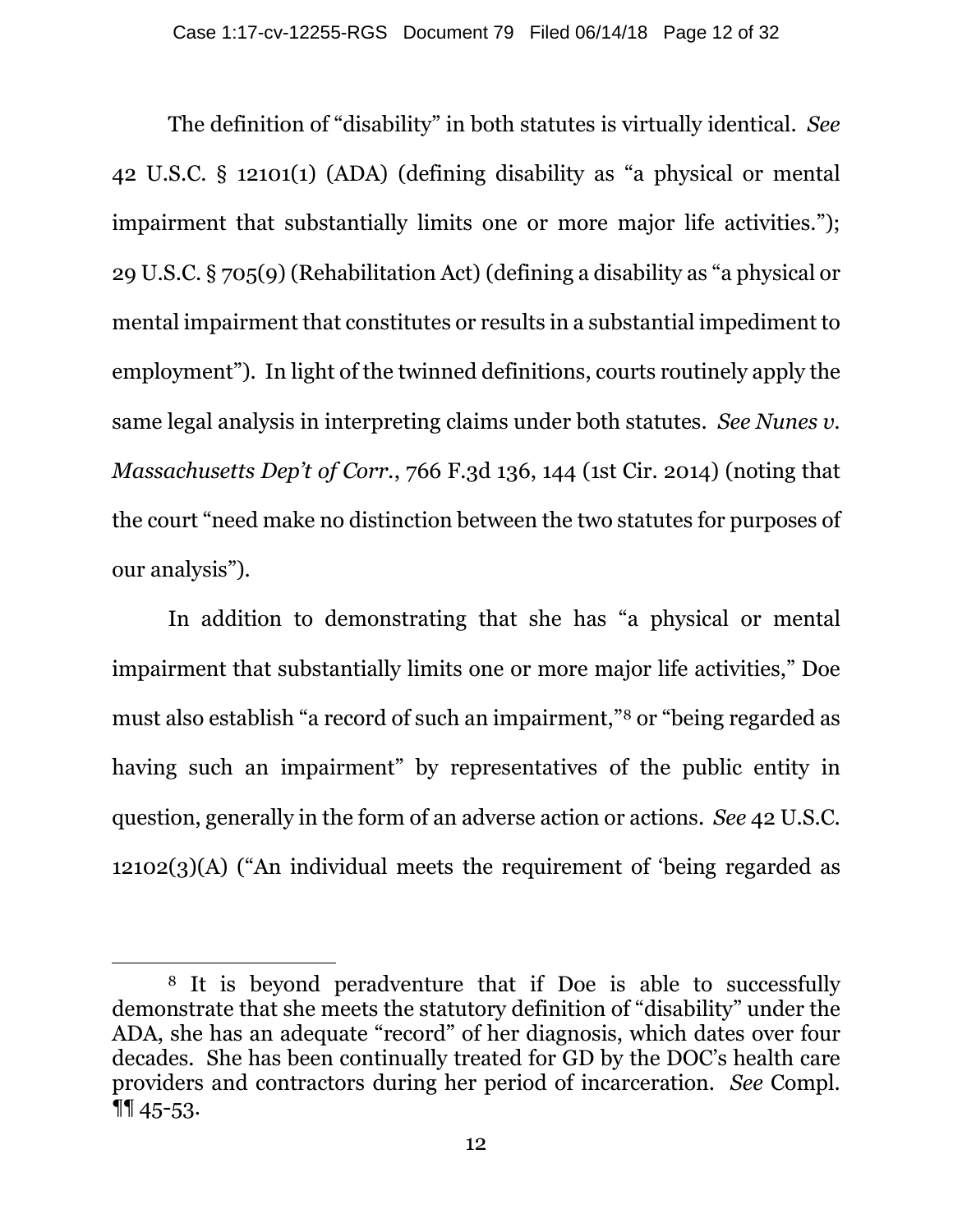The definition of "disability" in both statutes is virtually identical. *See* 42 U.S.C. § 12101(1) (ADA) (defining disability as "a physical or mental impairment that substantially limits one or more major life activities."); 29 U.S.C. § 705(9) (Rehabilitation Act) (defining a disability as "a physical or mental impairment that constitutes or results in a substantial impediment to employment"). In light of the twinned definitions, courts routinely apply the same legal analysis in interpreting claims under both statutes. *See Nunes v. Massachusetts Dep't of Corr.*, 766 F.3d 136, 144 (1st Cir. 2014) (noting that the court "need make no distinction between the two statutes for purposes of our analysis").

In addition to demonstrating that she has "a physical or mental impairment that substantially limits one or more major life activities," Doe must also establish "a record of such an impairment,"[8] or "being regarded as having such an impairment" by representatives of the public entity in question, generally in the form of an adverse action or actions. *See* 42 U.S.C. 12102(3)(A) ("An individual meets the requirement of 'being regarded as

---

[8] It is beyond peradventure that if Doe is able to successfully demonstrate that she meets the statutory definition of "disability" under the ADA, she has an adequate "record" of her diagnosis, which dates over four decades. She has been continually treated for GD by the DOC's health care providers and contractors during her period of incarceration. *See* Compl. ¶¶ 45-53.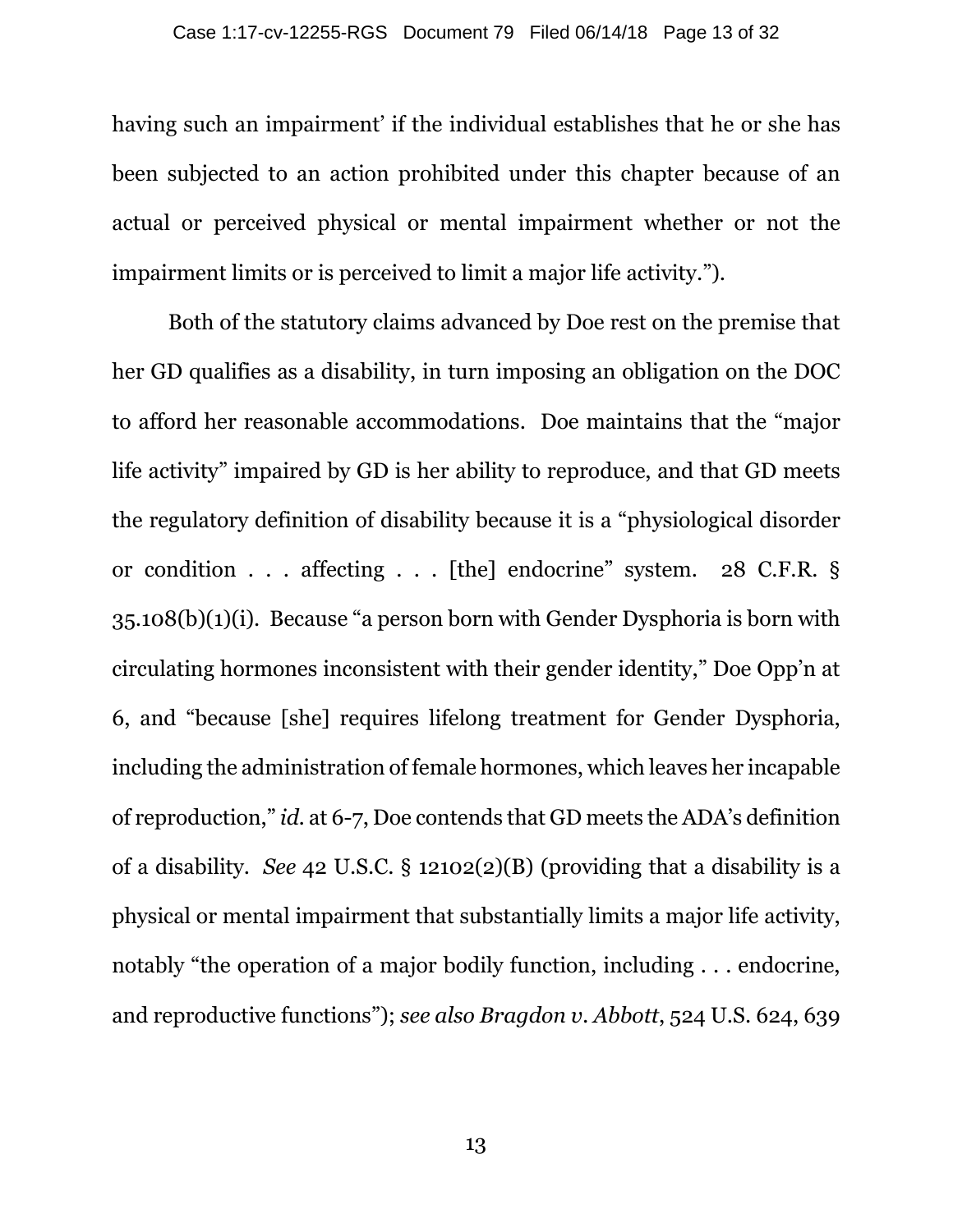having such an impairment' if the individual establishes that he or she has been subjected to an action prohibited under this chapter because of an actual or perceived physical or mental impairment whether or not the impairment limits or is perceived to limit a major life activity.").

Both of the statutory claims advanced by Doe rest on the premise that her GD qualifies as a disability, in turn imposing an obligation on the DOC to afford her reasonable accommodations. Doe maintains that the "major life activity" impaired by GD is her ability to reproduce, and that GD meets the regulatory definition of disability because it is a "physiological disorder or condition . . . affecting . . . [the] endocrine" system. 28 C.F.R. § 35.108(b)(1)(i). Because "a person born with Gender Dysphoria is born with circulating hormones inconsistent with their gender identity," Doe Opp'n at 6, and "because [she] requires lifelong treatment for Gender Dysphoria, including the administration of female hormones, which leaves her incapable of reproduction," *id.* at 6-7, Doe contends that GD meets the ADA's definition of a disability. *See* 42 U.S.C. § 12102(2)(B) (providing that a disability is a physical or mental impairment that substantially limits a major life activity, notably "the operation of a major bodily function, including . . . endocrine, and reproductive functions"); *see also Bragdon v. Abbott*, 524 U.S. 624, 639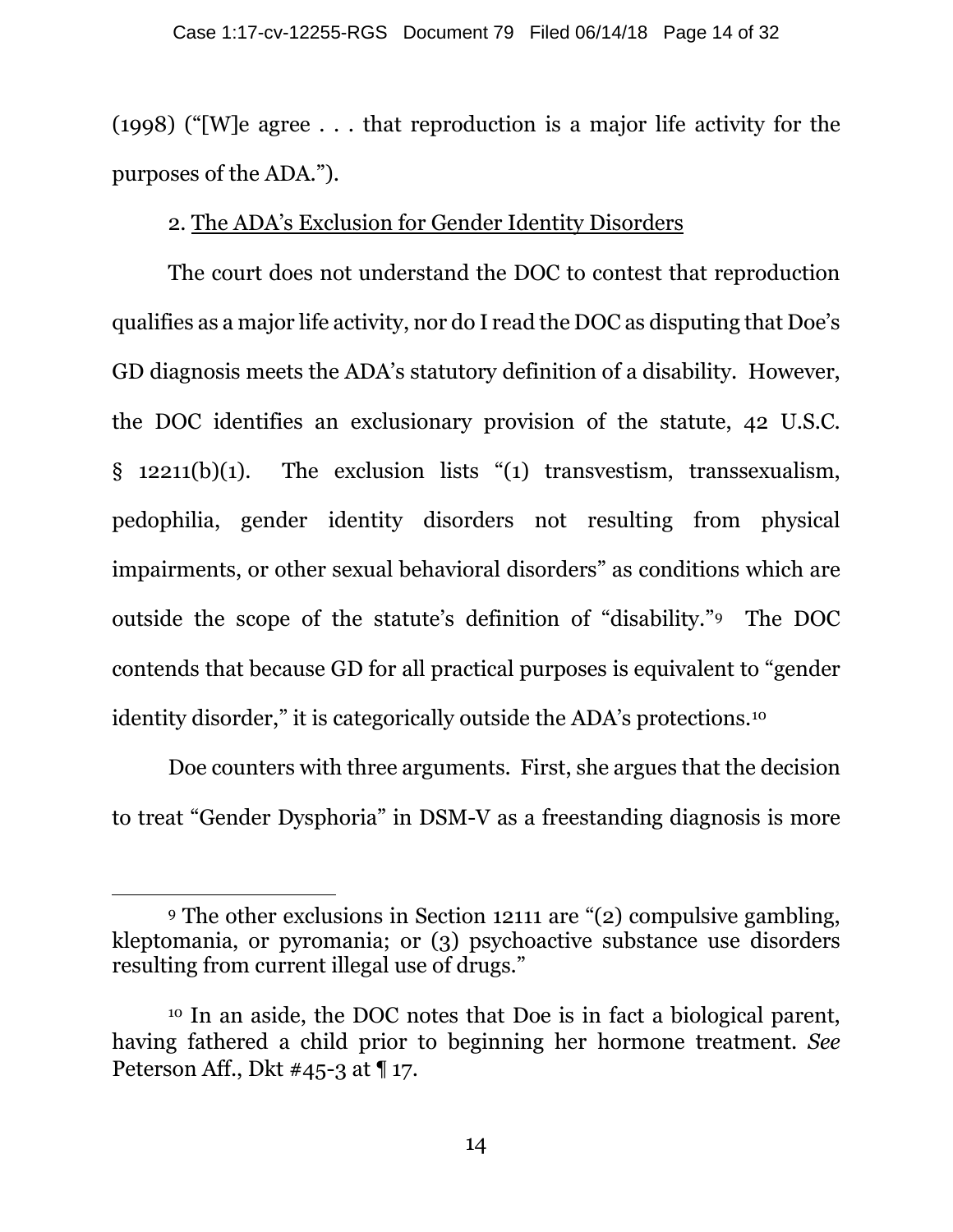(1998) ("[W]e agree . . . that reproduction is a major life activity for the purposes of the ADA.").

2. <u>The ADA's Exclusion for Gender Identity Disorders</u>

The court does not understand the DOC to contest that reproduction qualifies as a major life activity, nor do I read the DOC as disputing that Doe's GD diagnosis meets the ADA's statutory definition of a disability. However, the DOC identifies an exclusionary provision of the statute, 42 U.S.C. § 12211(b)(1). The exclusion lists "(1) transvestism, transsexualism, pedophilia, gender identity disorders not resulting from physical impairments, or other sexual behavioral disorders" as conditions which are outside the scope of the statute's definition of "disability."[9] The DOC contends that because GD for all practical purposes is equivalent to "gender identity disorder," it is categorically outside the ADA's protections.[10]

Doe counters with three arguments. First, she argues that the decision to treat "Gender Dysphoria" in DSM-V as a freestanding diagnosis is more

---

[9] The other exclusions in Section 12111 are "(2) compulsive gambling, kleptomania, or pyromania; or (3) psychoactive substance use disorders resulting from current illegal use of drugs."

[10] In an aside, the DOC notes that Doe is in fact a biological parent, having fathered a child prior to beginning her hormone treatment. *See* Peterson Aff., Dkt #45-3 at ¶ 17.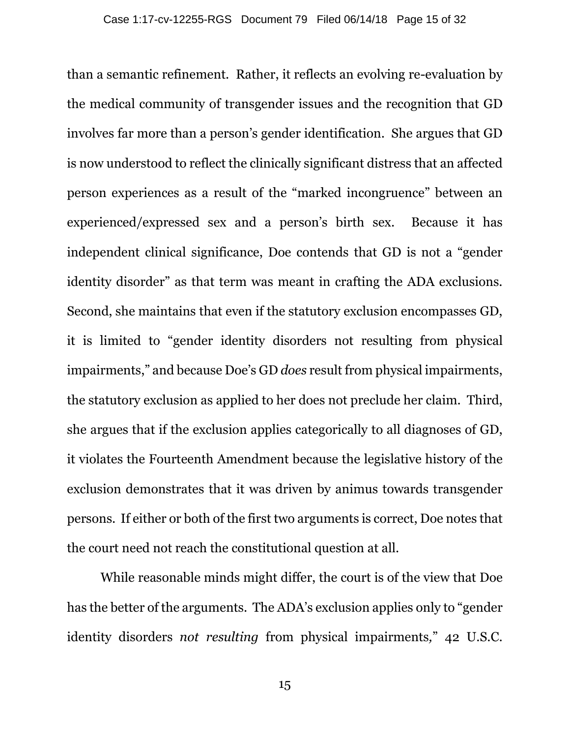than a semantic refinement. Rather, it reflects an evolving re-evaluation by the medical community of transgender issues and the recognition that GD involves far more than a person's gender identification. She argues that GD is now understood to reflect the clinically significant distress that an affected person experiences as a result of the "marked incongruence" between an experienced/expressed sex and a person's birth sex. Because it has independent clinical significance, Doe contends that GD is not a "gender identity disorder" as that term was meant in crafting the ADA exclusions. Second, she maintains that even if the statutory exclusion encompasses GD, it is limited to "gender identity disorders not resulting from physical impairments," and because Doe's GD *does* result from physical impairments, the statutory exclusion as applied to her does not preclude her claim. Third, she argues that if the exclusion applies categorically to all diagnoses of GD, it violates the Fourteenth Amendment because the legislative history of the exclusion demonstrates that it was driven by animus towards transgender persons. If either or both of the first two arguments is correct, Doe notes that the court need not reach the constitutional question at all.

While reasonable minds might differ, the court is of the view that Doe has the better of the arguments. The ADA's exclusion applies only to "gender identity disorders *not resulting* from physical impairments," 42 U.S.C.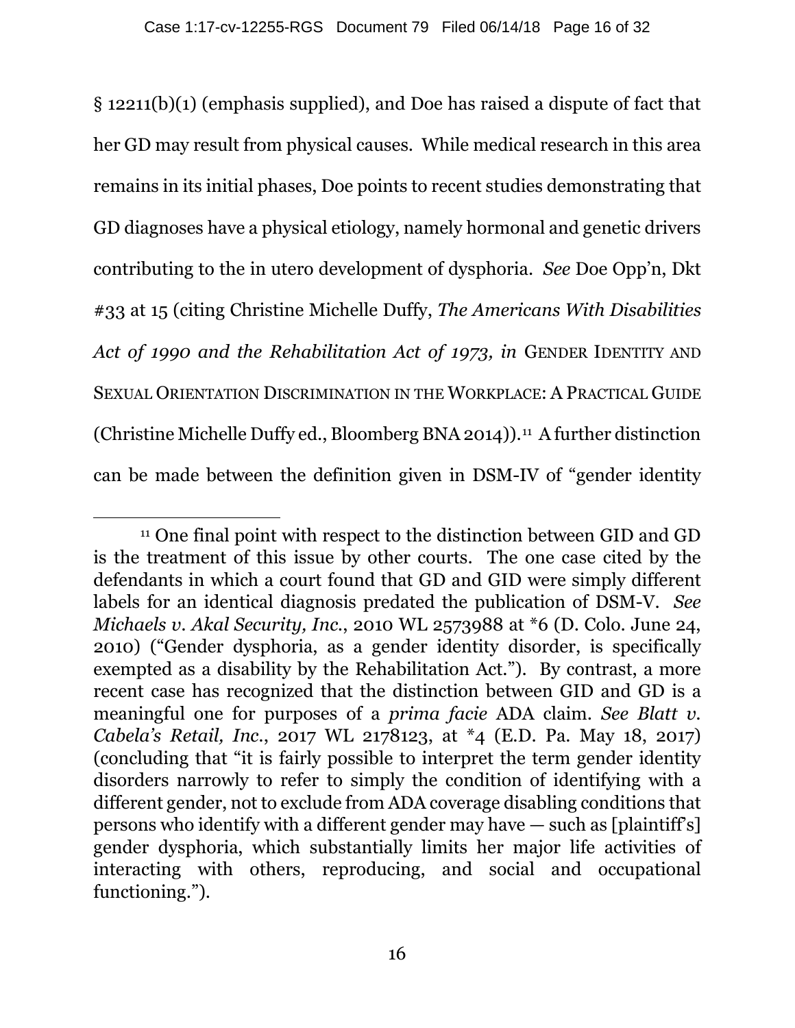§ 12211(b)(1) (emphasis supplied), and Doe has raised a dispute of fact that her GD may result from physical causes. While medical research in this area remains in its initial phases, Doe points to recent studies demonstrating that GD diagnoses have a physical etiology, namely hormonal and genetic drivers contributing to the in utero development of dysphoria. *See* Doe Opp'n, Dkt #33 at 15 (citing Christine Michelle Duffy, *The Americans With Disabilities Act of 1990 and the Rehabilitation Act of 1973, in* GENDER IDENTITY AND SEXUAL ORIENTATION DISCRIMINATION IN THE WORKPLACE: A PRACTICAL GUIDE (Christine Michelle Duffy ed., Bloomberg BNA 2014)).[11] A further distinction can be made between the definition given in DSM-IV of "gender identity

---

[11] One final point with respect to the distinction between GID and GD is the treatment of this issue by other courts. The one case cited by the defendants in which a court found that GD and GID were simply different labels for an identical diagnosis predated the publication of DSM-V. *See Michaels v. Akal Security, Inc.*, 2010 WL 2573988 at *6 (D. Colo. June 24, 2010) ("Gender dysphoria, as a gender identity disorder, is specifically exempted as a disability by the Rehabilitation Act."). By contrast, a more recent case has recognized that the distinction between GID and GD is a meaningful one for purposes of a *prima facie* ADA claim. *See Blatt v. Cabela's Retail, Inc.*, 2017 WL 2178123, at *4 (E.D. Pa. May 18, 2017) (concluding that "it is fairly possible to interpret the term gender identity disorders narrowly to refer to simply the condition of identifying with a different gender, not to exclude from ADA coverage disabling conditions that persons who identify with a different gender may have — such as [plaintiff's] gender dysphoria, which substantially limits her major life activities of interacting with others, reproducing, and social and occupational functioning.").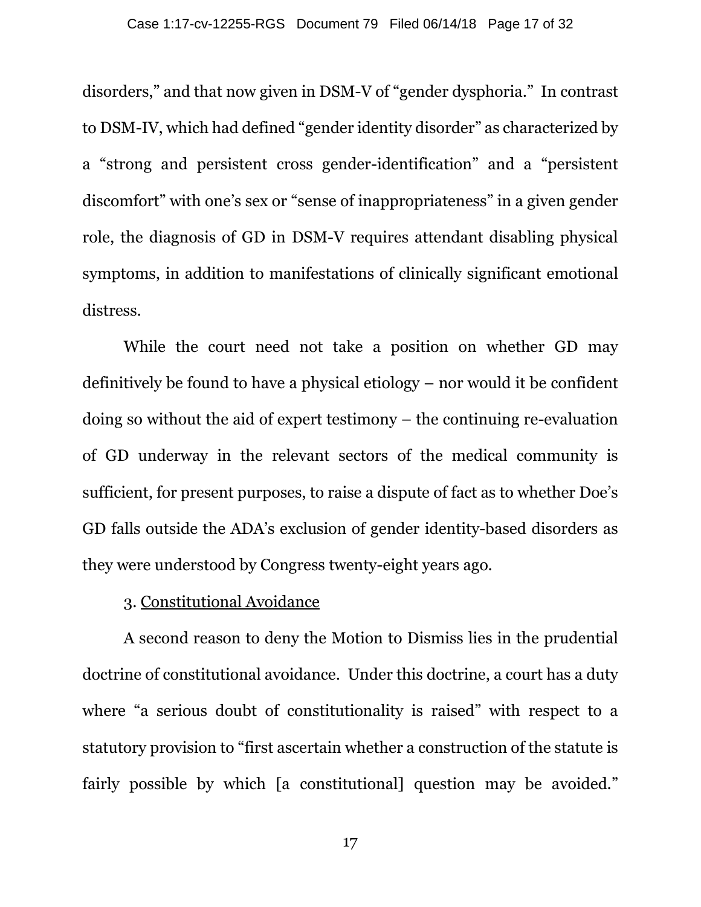disorders," and that now given in DSM-V of "gender dysphoria." In contrast to DSM-IV, which had defined "gender identity disorder" as characterized by a "strong and persistent cross gender-identification" and a "persistent discomfort" with one's sex or "sense of inappropriateness" in a given gender role, the diagnosis of GD in DSM-V requires attendant disabling physical symptoms, in addition to manifestations of clinically significant emotional distress.

While the court need not take a position on whether GD may definitively be found to have a physical etiology – nor would it be confident doing so without the aid of expert testimony – the continuing re-evaluation of GD underway in the relevant sectors of the medical community is sufficient, for present purposes, to raise a dispute of fact as to whether Doe's GD falls outside the ADA's exclusion of gender identity-based disorders as they were understood by Congress twenty-eight years ago.

3. <u>Constitutional Avoidance</u>

A second reason to deny the Motion to Dismiss lies in the prudential doctrine of constitutional avoidance. Under this doctrine, a court has a duty where "a serious doubt of constitutionality is raised" with respect to a statutory provision to "first ascertain whether a construction of the statute is fairly possible by which [a constitutional] question may be avoided."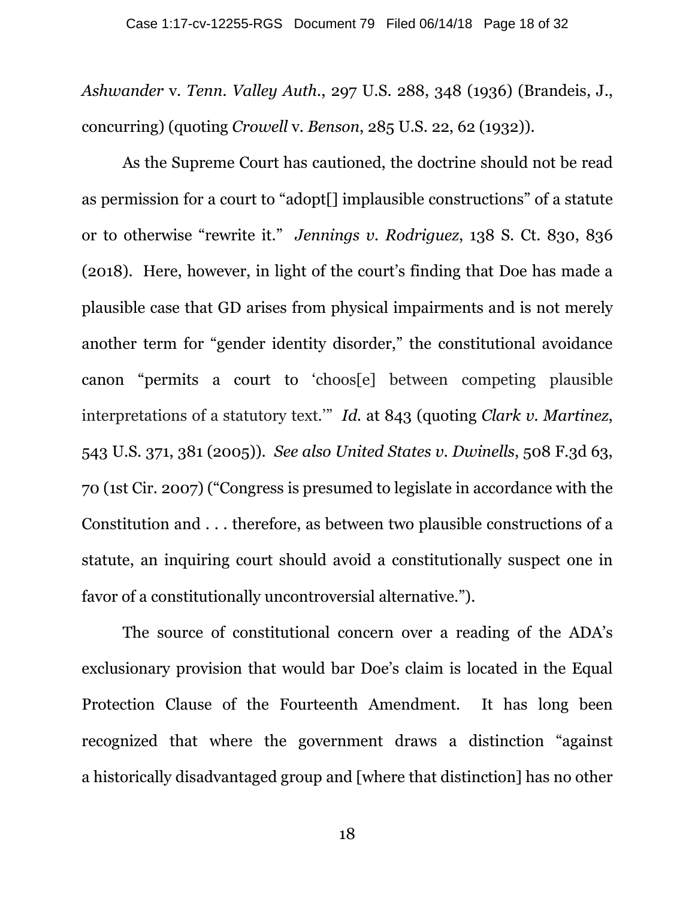*Ashwander* v. *Tenn. Valley Auth.*, 297 U.S. 288, 348 (1936) (Brandeis, J., concurring) (quoting *Crowell* v. *Benson*, 285 U.S. 22, 62 (1932)).

As the Supreme Court has cautioned, the doctrine should not be read as permission for a court to "adopt[] implausible constructions" of a statute or to otherwise "rewrite it." *Jennings v. Rodriguez*, 138 S. Ct. 830, 836 (2018). Here, however, in light of the court's finding that Doe has made a plausible case that GD arises from physical impairments and is not merely another term for "gender identity disorder," the constitutional avoidance canon "permits a court to 'choos[e] between competing plausible interpretations of a statutory text.'" *Id.* at 843 (quoting *Clark v. Martinez*, 543 U.S. 371, 381 (2005)). *See also United States v. Dwinells*, 508 F.3d 63, 70 (1st Cir. 2007) ("Congress is presumed to legislate in accordance with the Constitution and . . . therefore, as between two plausible constructions of a statute, an inquiring court should avoid a constitutionally suspect one in favor of a constitutionally uncontroversial alternative.").

The source of constitutional concern over a reading of the ADA's exclusionary provision that would bar Doe's claim is located in the Equal Protection Clause of the Fourteenth Amendment. It has long been recognized that where the government draws a distinction "against a historically disadvantaged group and [where that distinction] has no other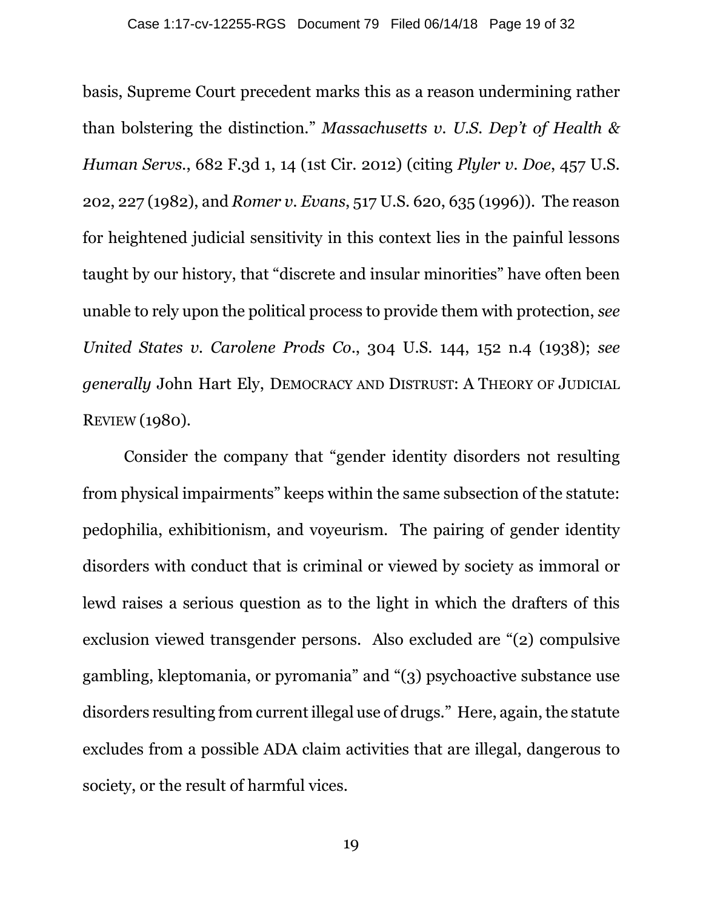basis, Supreme Court precedent marks this as a reason undermining rather than bolstering the distinction." *Massachusetts v. U.S. Dep't of Health & Human Servs.*, 682 F.3d 1, 14 (1st Cir. 2012) (citing *Plyler v. Doe*, 457 U.S. 202, 227 (1982), and *Romer v. Evans*, 517 U.S. 620, 635 (1996)). The reason for heightened judicial sensitivity in this context lies in the painful lessons taught by our history, that "discrete and insular minorities" have often been unable to rely upon the political process to provide them with protection, *see United States v. Carolene Prods Co.*, 304 U.S. 144, 152 n.4 (1938); *see generally* John Hart Ely, DEMOCRACY AND DISTRUST: A THEORY OF JUDICIAL REVIEW (1980).

Consider the company that "gender identity disorders not resulting from physical impairments" keeps within the same subsection of the statute: pedophilia, exhibitionism, and voyeurism. The pairing of gender identity disorders with conduct that is criminal or viewed by society as immoral or lewd raises a serious question as to the light in which the drafters of this exclusion viewed transgender persons. Also excluded are "(2) compulsive gambling, kleptomania, or pyromania" and "(3) psychoactive substance use disorders resulting from current illegal use of drugs." Here, again, the statute excludes from a possible ADA claim activities that are illegal, dangerous to society, or the result of harmful vices.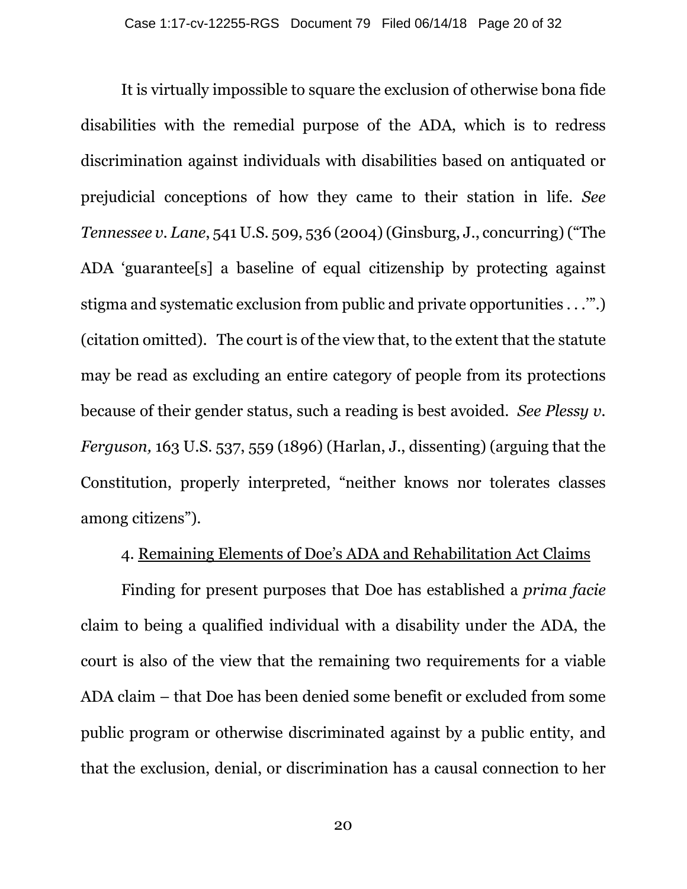It is virtually impossible to square the exclusion of otherwise bona fide disabilities with the remedial purpose of the ADA, which is to redress discrimination against individuals with disabilities based on antiquated or prejudicial conceptions of how they came to their station in life. *See Tennessee v. Lane*, 541 U.S. 509, 536 (2004) (Ginsburg, J., concurring) ("The ADA 'guarantee[s] a baseline of equal citizenship by protecting against stigma and systematic exclusion from public and private opportunities . . .'".) (citation omitted). The court is of the view that, to the extent that the statute may be read as excluding an entire category of people from its protections because of their gender status, such a reading is best avoided. *See Plessy v. Ferguson,* 163 U.S. 537, 559 (1896) (Harlan, J., dissenting) (arguing that the Constitution, properly interpreted, "neither knows nor tolerates classes among citizens").

4. <u>Remaining Elements of Doe's ADA and Rehabilitation Act Claims</u>

Finding for present purposes that Doe has established a *prima facie* claim to being a qualified individual with a disability under the ADA, the court is also of the view that the remaining two requirements for a viable ADA claim – that Doe has been denied some benefit or excluded from some public program or otherwise discriminated against by a public entity, and that the exclusion, denial, or discrimination has a causal connection to her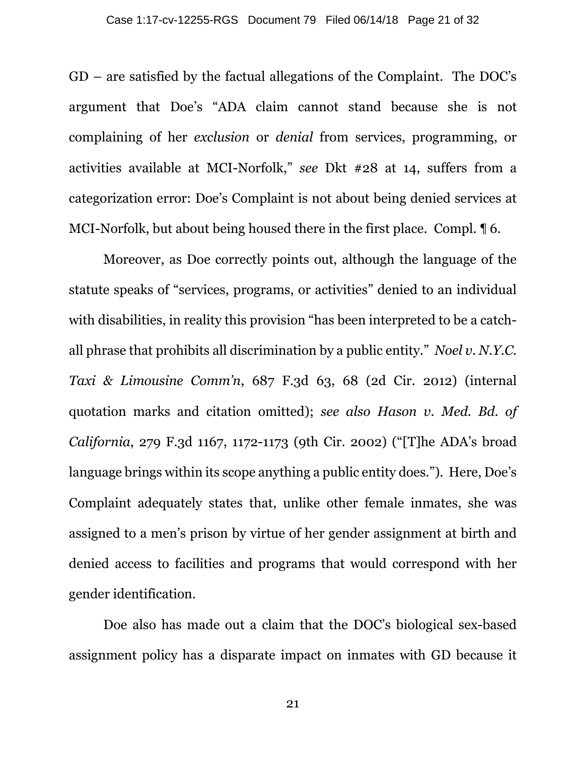GD – are satisfied by the factual allegations of the Complaint. The DOC's argument that Doe's "ADA claim cannot stand because she is not complaining of her *exclusion* or *denial* from services, programming, or activities available at MCI-Norfolk," *see* Dkt #28 at 14, suffers from a categorization error: Doe's Complaint is not about being denied services at MCI-Norfolk, but about being housed there in the first place. Compl. ¶ 6.

Moreover, as Doe correctly points out, although the language of the statute speaks of "services, programs, or activities" denied to an individual with disabilities, in reality this provision "has been interpreted to be a catch-all phrase that prohibits all discrimination by a public entity." *Noel v. N.Y.C. Taxi & Limousine Comm'n*, 687 F.3d 63, 68 (2d Cir. 2012) (internal quotation marks and citation omitted); *see also Hason v. Med. Bd. of California*, 279 F.3d 1167, 1172-1173 (9th Cir. 2002) ("[T]he ADA's broad language brings within its scope anything a public entity does."). Here, Doe's Complaint adequately states that, unlike other female inmates, she was assigned to a men's prison by virtue of her gender assignment at birth and denied access to facilities and programs that would correspond with her gender identification.

Doe also has made out a claim that the DOC's biological sex-based assignment policy has a disparate impact on inmates with GD because it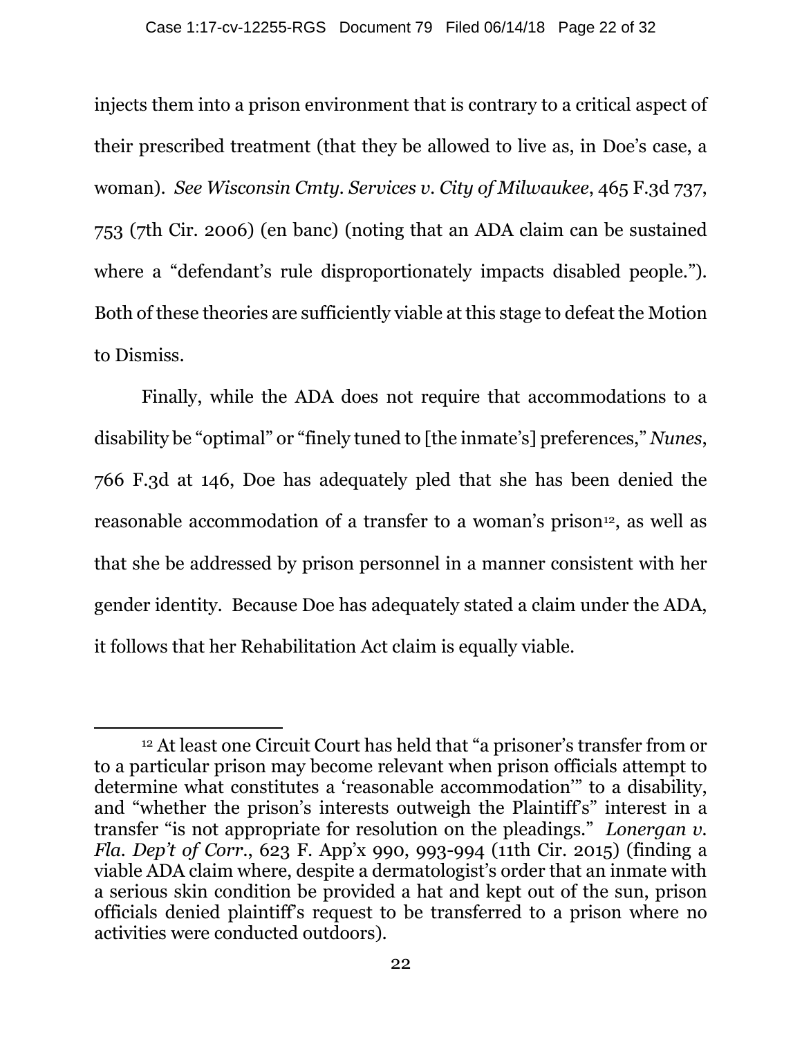injects them into a prison environment that is contrary to a critical aspect of their prescribed treatment (that they be allowed to live as, in Doe's case, a woman). *See Wisconsin Cmty. Services v. City of Milwaukee*, 465 F.3d 737, 753 (7th Cir. 2006) (en banc) (noting that an ADA claim can be sustained where a "defendant's rule disproportionately impacts disabled people."). Both of these theories are sufficiently viable at this stage to defeat the Motion to Dismiss.

Finally, while the ADA does not require that accommodations to a disability be "optimal" or "finely tuned to [the inmate's] preferences," *Nunes*, 766 F.3d at 146, Doe has adequately pled that she has been denied the reasonable accommodation of a transfer to a woman's prison[12], as well as that she be addressed by prison personnel in a manner consistent with her gender identity. Because Doe has adequately stated a claim under the ADA, it follows that her Rehabilitation Act claim is equally viable.

---

[12] At least one Circuit Court has held that "a prisoner's transfer from or to a particular prison may become relevant when prison officials attempt to determine what constitutes a 'reasonable accommodation'" to a disability, and "whether the prison's interests outweigh the Plaintiff's" interest in a transfer "is not appropriate for resolution on the pleadings." *Lonergan v. Fla. Dep't of Corr.*, 623 F. App'x 990, 993-994 (11th Cir. 2015) (finding a viable ADA claim where, despite a dermatologist's order that an inmate with a serious skin condition be provided a hat and kept out of the sun, prison officials denied plaintiff's request to be transferred to a prison where no activities were conducted outdoors).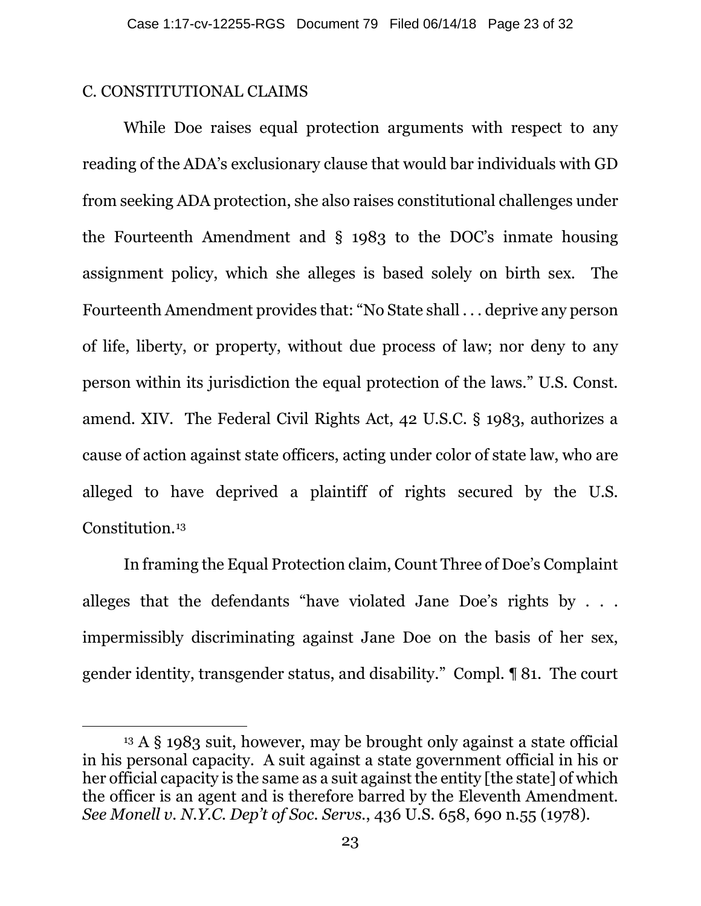## C. CONSTITUTIONAL CLAIMS

While Doe raises equal protection arguments with respect to any reading of the ADA's exclusionary clause that would bar individuals with GD from seeking ADA protection, she also raises constitutional challenges under the Fourteenth Amendment and § 1983 to the DOC's inmate housing assignment policy, which she alleges is based solely on birth sex. The Fourteenth Amendment provides that: "No State shall . . . deprive any person of life, liberty, or property, without due process of law; nor deny to any person within its jurisdiction the equal protection of the laws." U.S. Const. amend. XIV. The Federal Civil Rights Act, 42 U.S.C. § 1983, authorizes a cause of action against state officers, acting under color of state law, who are alleged to have deprived a plaintiff of rights secured by the U.S. Constitution.[13]

In framing the Equal Protection claim, Count Three of Doe's Complaint alleges that the defendants "have violated Jane Doe's rights by . . . impermissibly discriminating against Jane Doe on the basis of her sex, gender identity, transgender status, and disability." Compl. ¶ 81. The court

---

[13] A § 1983 suit, however, may be brought only against a state official in his personal capacity. A suit against a state government official in his or her official capacity is the same as a suit against the entity [the state] of which the officer is an agent and is therefore barred by the Eleventh Amendment. *See Monell v. N.Y.C. Dep't of Soc. Servs.*, 436 U.S. 658, 690 n.55 (1978).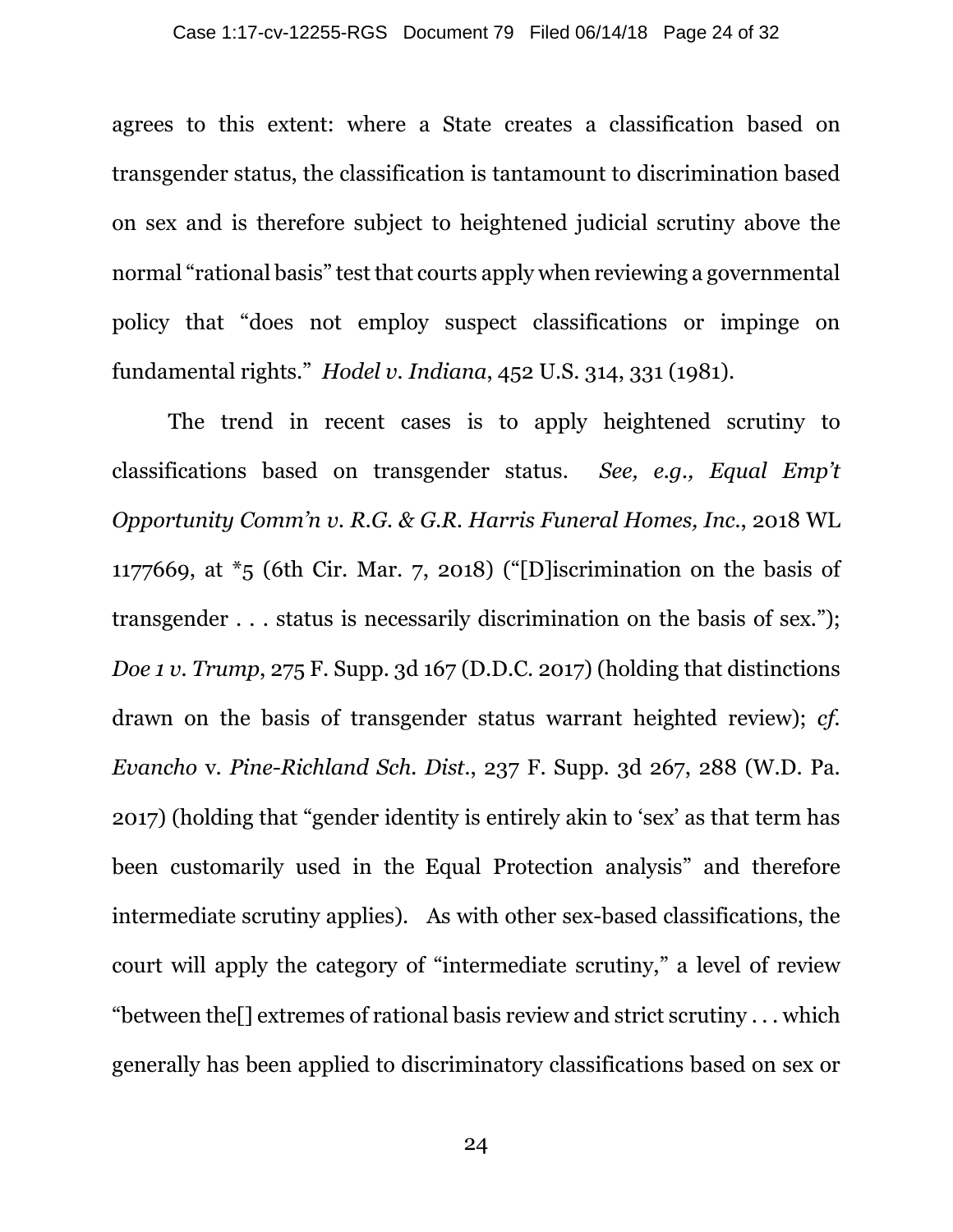agrees to this extent: where a State creates a classification based on transgender status, the classification is tantamount to discrimination based on sex and is therefore subject to heightened judicial scrutiny above the normal "rational basis" test that courts apply when reviewing a governmental policy that "does not employ suspect classifications or impinge on fundamental rights." *Hodel v. Indiana*, 452 U.S. 314, 331 (1981).

The trend in recent cases is to apply heightened scrutiny to classifications based on transgender status. *See, e.g., Equal Emp't Opportunity Comm'n v. R.G. & G.R. Harris Funeral Homes, Inc.*, 2018 WL 1177669, at *5 (6th Cir. Mar. 7, 2018) ("[D]iscrimination on the basis of transgender . . . status is necessarily discrimination on the basis of sex."); *Doe 1 v. Trump*, 275 F. Supp. 3d 167 (D.D.C. 2017) (holding that distinctions drawn on the basis of transgender status warrant heighted review); *cf. Evancho* v. *Pine-Richland Sch. Dist.*, 237 F. Supp. 3d 267, 288 (W.D. Pa. 2017) (holding that "gender identity is entirely akin to 'sex' as that term has been customarily used in the Equal Protection analysis" and therefore intermediate scrutiny applies). As with other sex-based classifications, the court will apply the category of "intermediate scrutiny," a level of review "between the[] extremes of rational basis review and strict scrutiny . . . which generally has been applied to discriminatory classifications based on sex or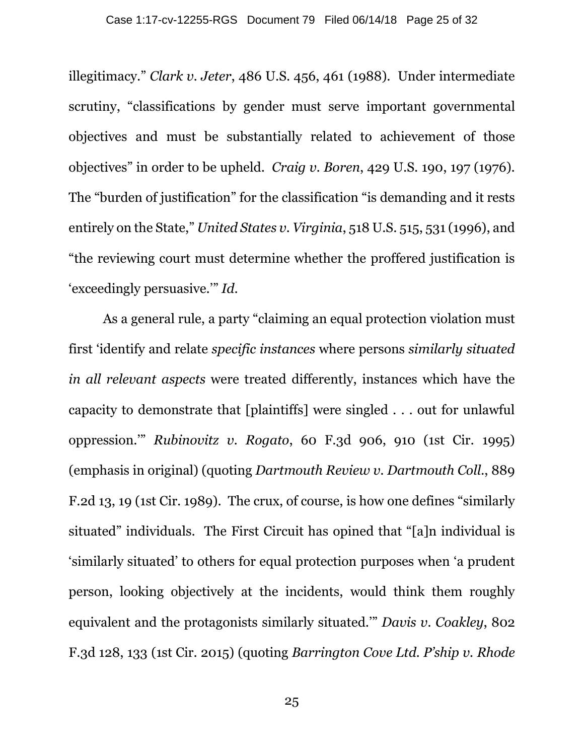illegitimacy." *Clark v. Jeter*, 486 U.S. 456, 461 (1988). Under intermediate scrutiny, "classifications by gender must serve important governmental objectives and must be substantially related to achievement of those objectives" in order to be upheld. *Craig v. Boren*, 429 U.S. 190, 197 (1976). The "burden of justification" for the classification "is demanding and it rests entirely on the State," *United States v. Virginia*, 518 U.S. 515, 531 (1996), and "the reviewing court must determine whether the proffered justification is 'exceedingly persuasive.'" *Id.*

As a general rule, a party "claiming an equal protection violation must first 'identify and relate *specific instances* where persons *similarly situated in all relevant aspects* were treated differently, instances which have the capacity to demonstrate that [plaintiffs] were singled . . . out for unlawful oppression.'" *Rubinovitz v. Rogato*, 60 F.3d 906, 910 (1st Cir. 1995) (emphasis in original) (quoting *Dartmouth Review v. Dartmouth Coll.*, 889 F.2d 13, 19 (1st Cir. 1989). The crux, of course, is how one defines "similarly situated" individuals. The First Circuit has opined that "[a]n individual is 'similarly situated' to others for equal protection purposes when 'a prudent person, looking objectively at the incidents, would think them roughly equivalent and the protagonists similarly situated.'" *Davis v. Coakley*, 802 F.3d 128, 133 (1st Cir. 2015) (quoting *Barrington Cove Ltd. P'ship v. Rhode*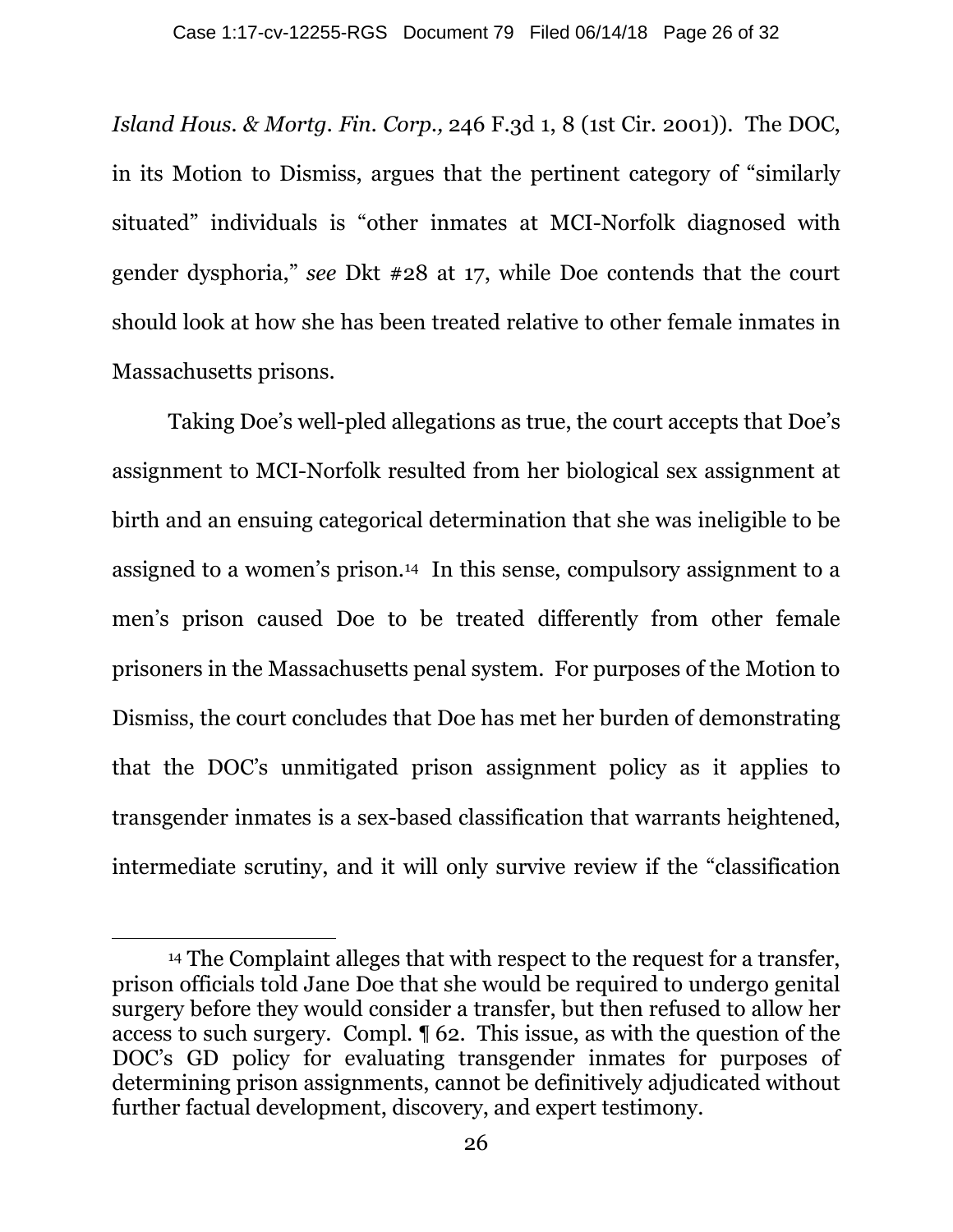*Island Hous. & Mortg. Fin. Corp.,* 246 F.3d 1, 8 (1st Cir. 2001)). The DOC, in its Motion to Dismiss, argues that the pertinent category of "similarly situated" individuals is "other inmates at MCI-Norfolk diagnosed with gender dysphoria," *see* Dkt #28 at 17, while Doe contends that the court should look at how she has been treated relative to other female inmates in Massachusetts prisons.

Taking Doe's well-pled allegations as true, the court accepts that Doe's assignment to MCI-Norfolk resulted from her biological sex assignment at birth and an ensuing categorical determination that she was ineligible to be assigned to a women's prison.[14] In this sense, compulsory assignment to a men's prison caused Doe to be treated differently from other female prisoners in the Massachusetts penal system. For purposes of the Motion to Dismiss, the court concludes that Doe has met her burden of demonstrating that the DOC's unmitigated prison assignment policy as it applies to transgender inmates is a sex-based classification that warrants heightened, intermediate scrutiny, and it will only survive review if the "classification

---

[14] The Complaint alleges that with respect to the request for a transfer, prison officials told Jane Doe that she would be required to undergo genital surgery before they would consider a transfer, but then refused to allow her access to such surgery. Compl. ¶ 62. This issue, as with the question of the DOC's GD policy for evaluating transgender inmates for purposes of determining prison assignments, cannot be definitively adjudicated without further factual development, discovery, and expert testimony.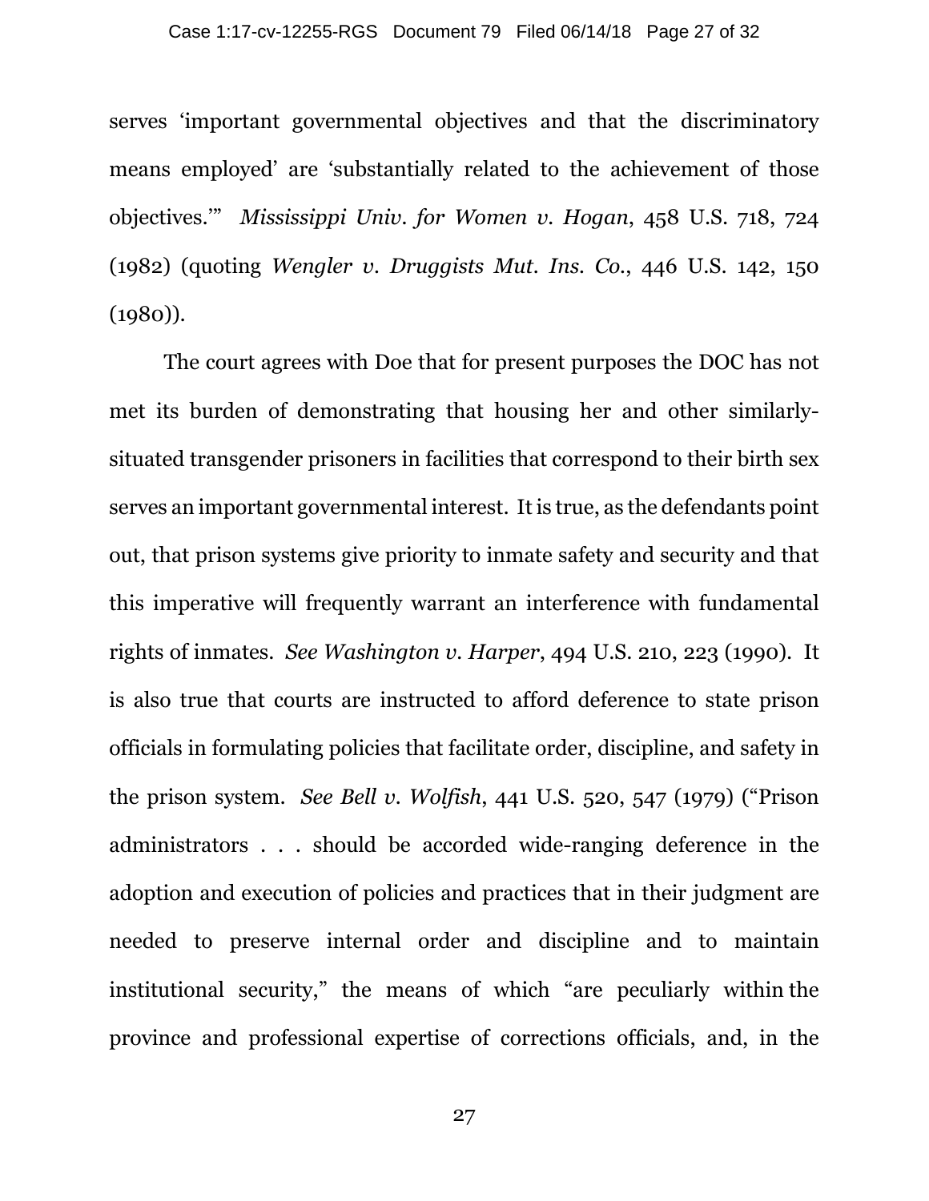serves 'important governmental objectives and that the discriminatory means employed' are 'substantially related to the achievement of those objectives.'" *Mississippi Univ. for Women v. Hogan*, 458 U.S. 718, 724 (1982) (quoting *Wengler v. Druggists Mut. Ins. Co.*, 446 U.S. 142, 150 (1980)).

The court agrees with Doe that for present purposes the DOC has not met its burden of demonstrating that housing her and other similarly-situated transgender prisoners in facilities that correspond to their birth sex serves an important governmental interest. It is true, as the defendants point out, that prison systems give priority to inmate safety and security and that this imperative will frequently warrant an interference with fundamental rights of inmates. *See Washington v. Harper*, 494 U.S. 210, 223 (1990). It is also true that courts are instructed to afford deference to state prison officials in formulating policies that facilitate order, discipline, and safety in the prison system. *See Bell v. Wolfish*, 441 U.S. 520, 547 (1979) ("Prison administrators . . . should be accorded wide-ranging deference in the adoption and execution of policies and practices that in their judgment are needed to preserve internal order and discipline and to maintain institutional security," the means of which "are peculiarly within the province and professional expertise of corrections officials, and, in the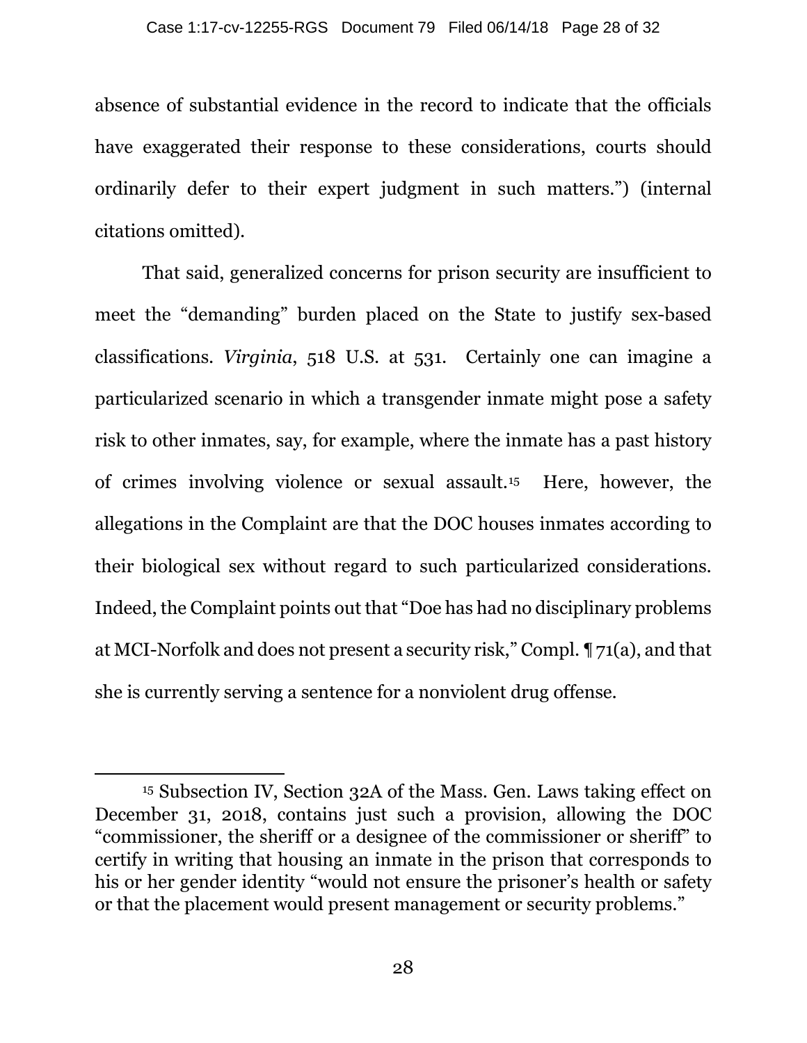absence of substantial evidence in the record to indicate that the officials have exaggerated their response to these considerations, courts should ordinarily defer to their expert judgment in such matters.") (internal citations omitted).

That said, generalized concerns for prison security are insufficient to meet the "demanding" burden placed on the State to justify sex-based classifications. *Virginia*, 518 U.S. at 531. Certainly one can imagine a particularized scenario in which a transgender inmate might pose a safety risk to other inmates, say, for example, where the inmate has a past history of crimes involving violence or sexual assault.[15] Here, however, the allegations in the Complaint are that the DOC houses inmates according to their biological sex without regard to such particularized considerations. Indeed, the Complaint points out that "Doe has had no disciplinary problems at MCI-Norfolk and does not present a security risk," Compl. ¶ 71(a), and that she is currently serving a sentence for a nonviolent drug offense.

---

[15] Subsection IV, Section 32A of the Mass. Gen. Laws taking effect on December 31, 2018, contains just such a provision, allowing the DOC "commissioner, the sheriff or a designee of the commissioner or sheriff" to certify in writing that housing an inmate in the prison that corresponds to his or her gender identity "would not ensure the prisoner's health or safety or that the placement would present management or security problems."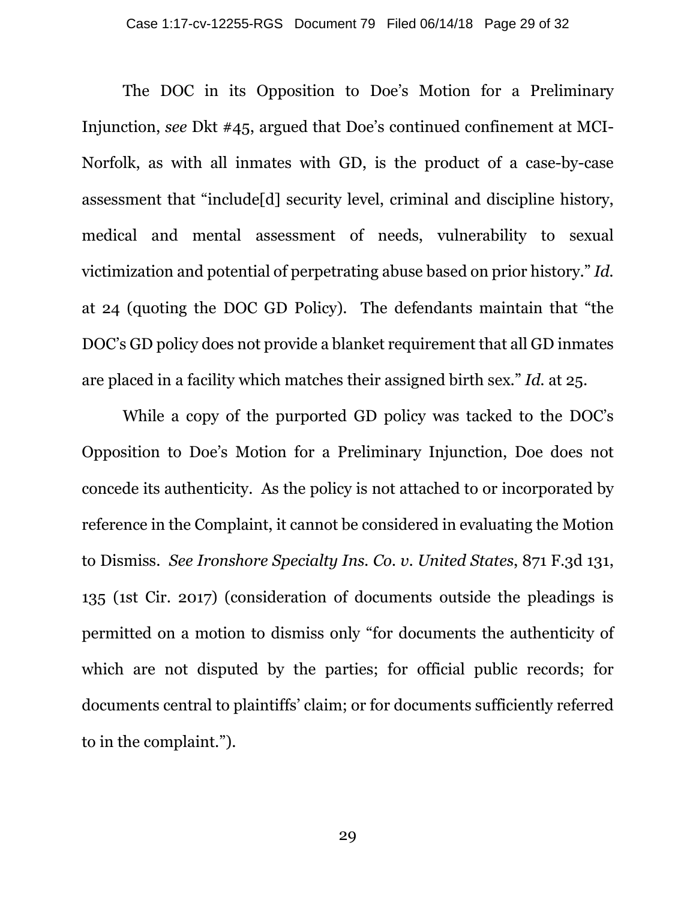The DOC in its Opposition to Doe's Motion for a Preliminary Injunction, *see* Dkt #45, argued that Doe's continued confinement at MCI-Norfolk, as with all inmates with GD, is the product of a case-by-case assessment that "include[d] security level, criminal and discipline history, medical and mental assessment of needs, vulnerability to sexual victimization and potential of perpetrating abuse based on prior history." *Id.* at 24 (quoting the DOC GD Policy). The defendants maintain that "the DOC's GD policy does not provide a blanket requirement that all GD inmates are placed in a facility which matches their assigned birth sex." *Id.* at 25.

While a copy of the purported GD policy was tacked to the DOC's Opposition to Doe's Motion for a Preliminary Injunction, Doe does not concede its authenticity. As the policy is not attached to or incorporated by reference in the Complaint, it cannot be considered in evaluating the Motion to Dismiss. *See Ironshore Specialty Ins. Co. v. United States*, 871 F.3d 131, 135 (1st Cir. 2017) (consideration of documents outside the pleadings is permitted on a motion to dismiss only "for documents the authenticity of which are not disputed by the parties; for official public records; for documents central to plaintiffs' claim; or for documents sufficiently referred to in the complaint.").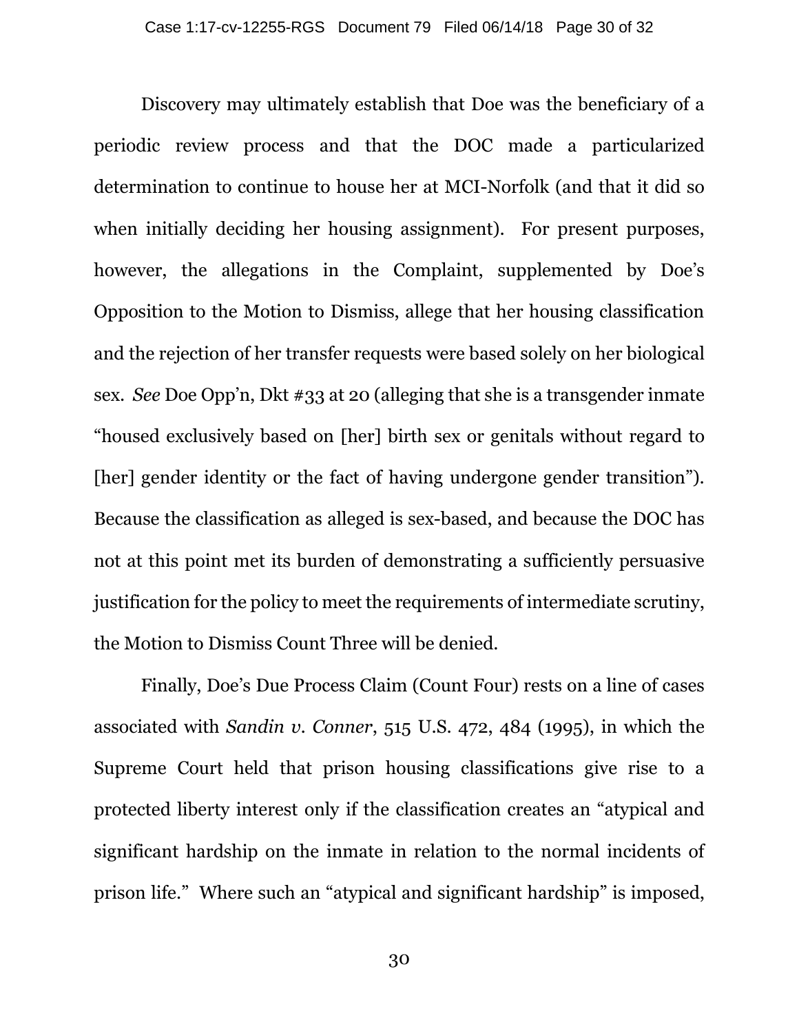Discovery may ultimately establish that Doe was the beneficiary of a periodic review process and that the DOC made a particularized determination to continue to house her at MCI-Norfolk (and that it did so when initially deciding her housing assignment). For present purposes, however, the allegations in the Complaint, supplemented by Doe's Opposition to the Motion to Dismiss, allege that her housing classification and the rejection of her transfer requests were based solely on her biological sex. *See* Doe Opp'n, Dkt #33 at 20 (alleging that she is a transgender inmate "housed exclusively based on [her] birth sex or genitals without regard to [her] gender identity or the fact of having undergone gender transition"). Because the classification as alleged is sex-based, and because the DOC has not at this point met its burden of demonstrating a sufficiently persuasive justification for the policy to meet the requirements of intermediate scrutiny, the Motion to Dismiss Count Three will be denied.

Finally, Doe's Due Process Claim (Count Four) rests on a line of cases associated with *Sandin v. Conner*, 515 U.S. 472, 484 (1995), in which the Supreme Court held that prison housing classifications give rise to a protected liberty interest only if the classification creates an "atypical and significant hardship on the inmate in relation to the normal incidents of prison life." Where such an "atypical and significant hardship" is imposed,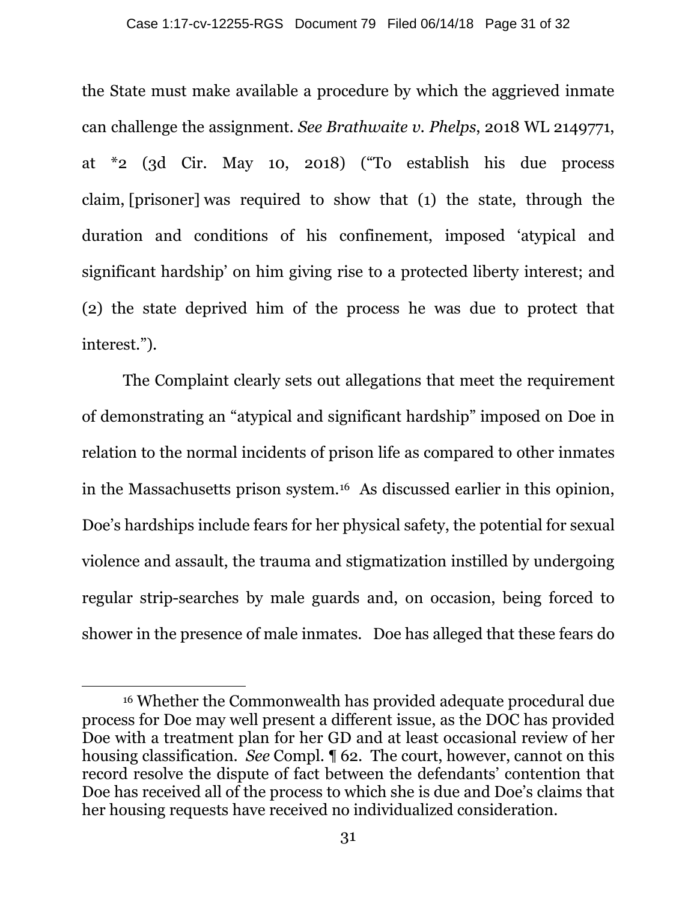the State must make available a procedure by which the aggrieved inmate can challenge the assignment. *See Brathwaite v. Phelps*, 2018 WL 2149771, at *2 (3d Cir. May 10, 2018) ("To establish his due process claim, [prisoner] was required to show that (1) the state, through the duration and conditions of his confinement, imposed 'atypical and significant hardship' on him giving rise to a protected liberty interest; and (2) the state deprived him of the process he was due to protect that interest.").

The Complaint clearly sets out allegations that meet the requirement of demonstrating an "atypical and significant hardship" imposed on Doe in relation to the normal incidents of prison life as compared to other inmates in the Massachusetts prison system.[16] As discussed earlier in this opinion, Doe's hardships include fears for her physical safety, the potential for sexual violence and assault, the trauma and stigmatization instilled by undergoing regular strip-searches by male guards and, on occasion, being forced to shower in the presence of male inmates. Doe has alleged that these fears do

[16] Whether the Commonwealth has provided adequate procedural due process for Doe may well present a different issue, as the DOC has provided Doe with a treatment plan for her GD and at least occasional review of her housing classification. *See* Compl. ¶ 62. The court, however, cannot on this record resolve the dispute of fact between the defendants' contention that Doe has received all of the process to which she is due and Doe's claims that her housing requests have received no individualized consideration.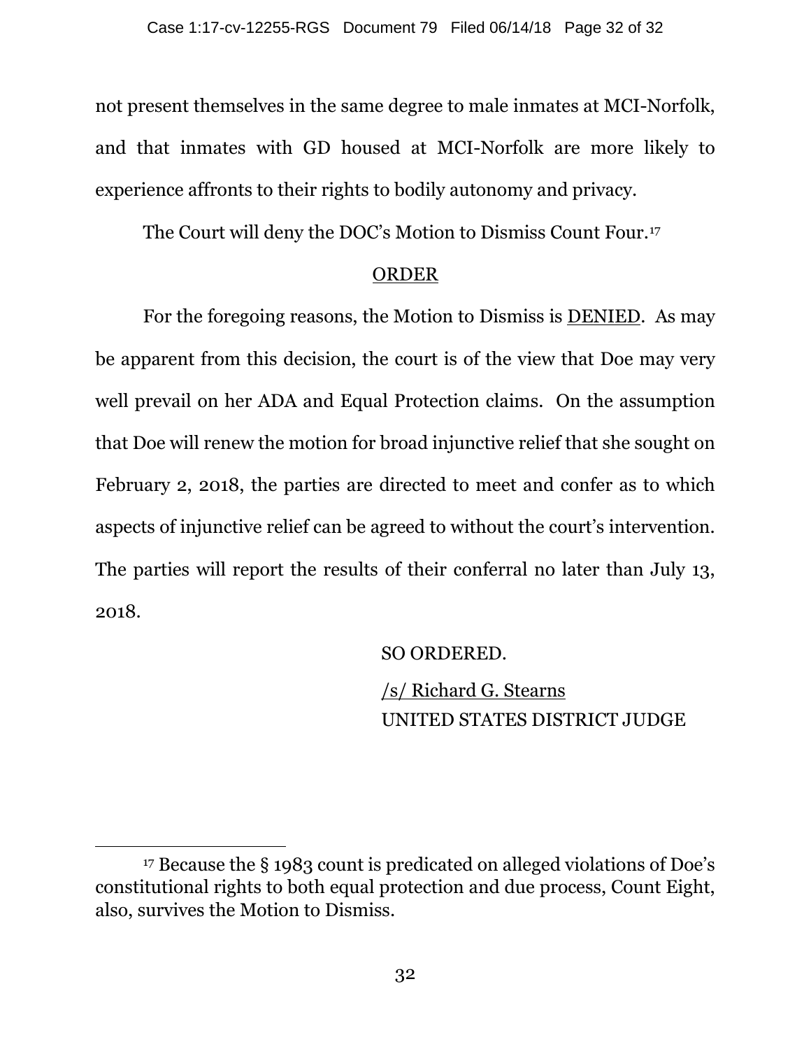not present themselves in the same degree to male inmates at MCI-Norfolk, and that inmates with GD housed at MCI-Norfolk are more likely to experience affronts to their rights to bodily autonomy and privacy.

The Court will deny the DOC's Motion to Dismiss Count Four.[17]

## ORDER

For the foregoing reasons, the Motion to Dismiss is DENIED. As may be apparent from this decision, the court is of the view that Doe may very well prevail on her ADA and Equal Protection claims. On the assumption that Doe will renew the motion for broad injunctive relief that she sought on February 2, 2018, the parties are directed to meet and confer as to which aspects of injunctive relief can be agreed to without the court's intervention. The parties will report the results of their conferral no later than July 13, 2018.

SO ORDERED.

/s/ Richard G. Stearns
UNITED STATES DISTRICT JUDGE

---

[17] Because the § 1983 count is predicated on alleged violations of Doe's constitutional rights to both equal protection and due process, Count Eight, also, survives the Motion to Dismiss.